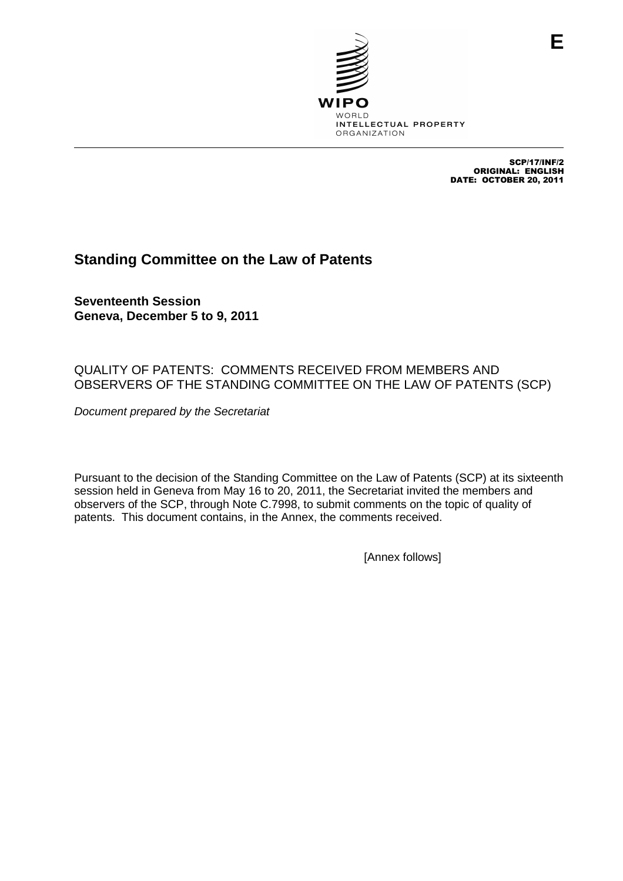E

WIPO
WORLD
INTELLECTUAL PROPERTY
ORGANIZATION

SCP/17/INF/2
ORIGINAL: ENGLISH
DATE: OCTOBER 20, 2011

# Standing Committee on the Law of Patents

**Seventeenth Session**
**Geneva, December 5 to 9, 2011**

## QUALITY OF PATENTS: COMMENTS RECEIVED FROM MEMBERS AND OBSERVERS OF THE STANDING COMMITTEE ON THE LAW OF PATENTS (SCP)

*Document prepared by the Secretariat*

Pursuant to the decision of the Standing Committee on the Law of Patents (SCP) at its sixteenth session held in Geneva from May 16 to 20, 2011, the Secretariat invited the members and observers of the SCP, through Note C.7998, to submit comments on the topic of quality of patents. This document contains, in the Annex, the comments received.

[Annex follows]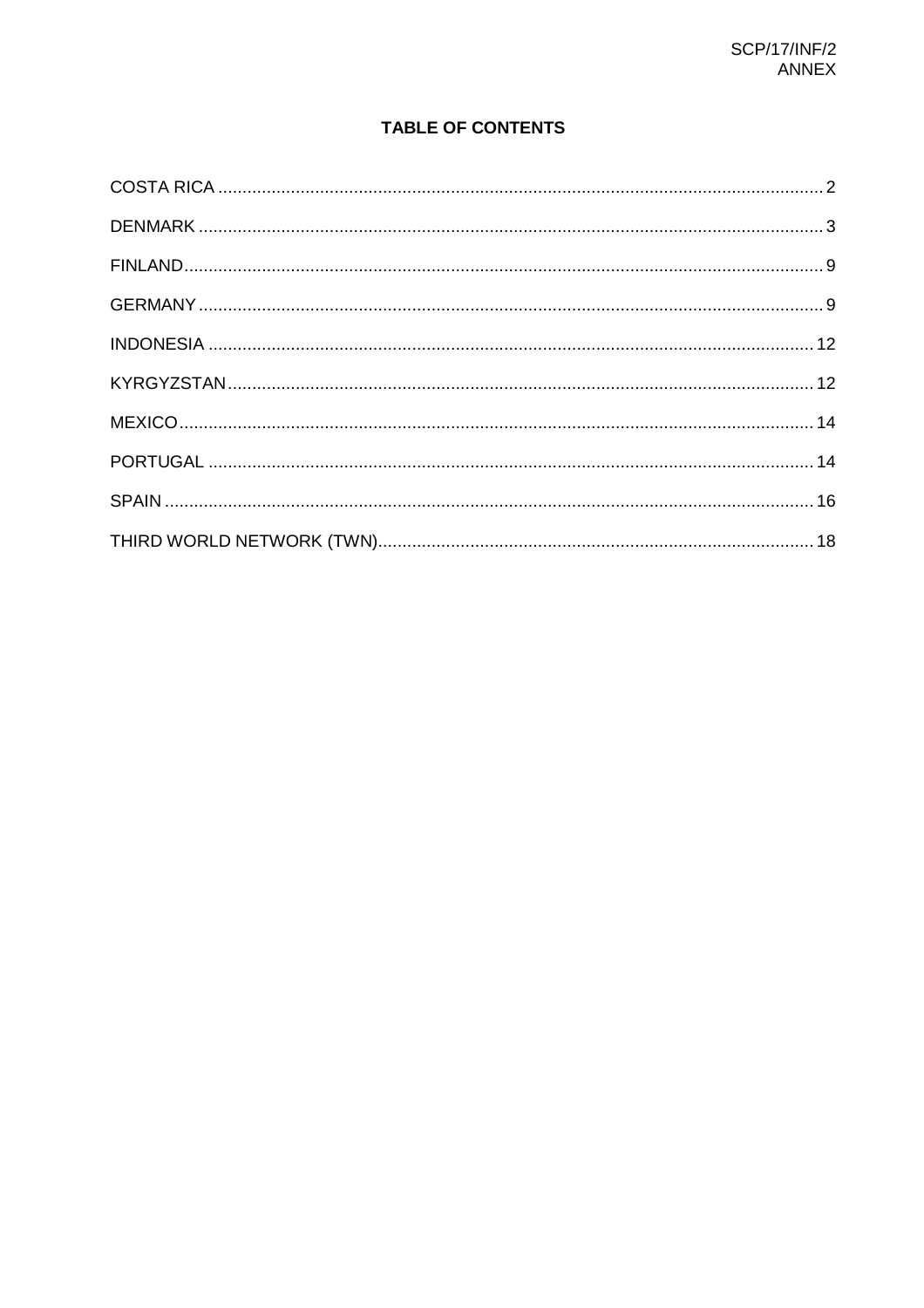# TABLE OF CONTENTS

COSTA RICA ........................................................................................................................ 2

DENMARK ............................................................................................................................ 3

FINLAND................................................................................................................................ 9

GERMANY ............................................................................................................................. 9

INDONESIA ......................................................................................................................... 12

KYRGYZSTAN..................................................................................................................... 12

MEXICO............................................................................................................................... 14

PORTUGAL ......................................................................................................................... 14

SPAIN .................................................................................................................................. 16

THIRD WORLD NETWORK (TWN)...................................................................................... 18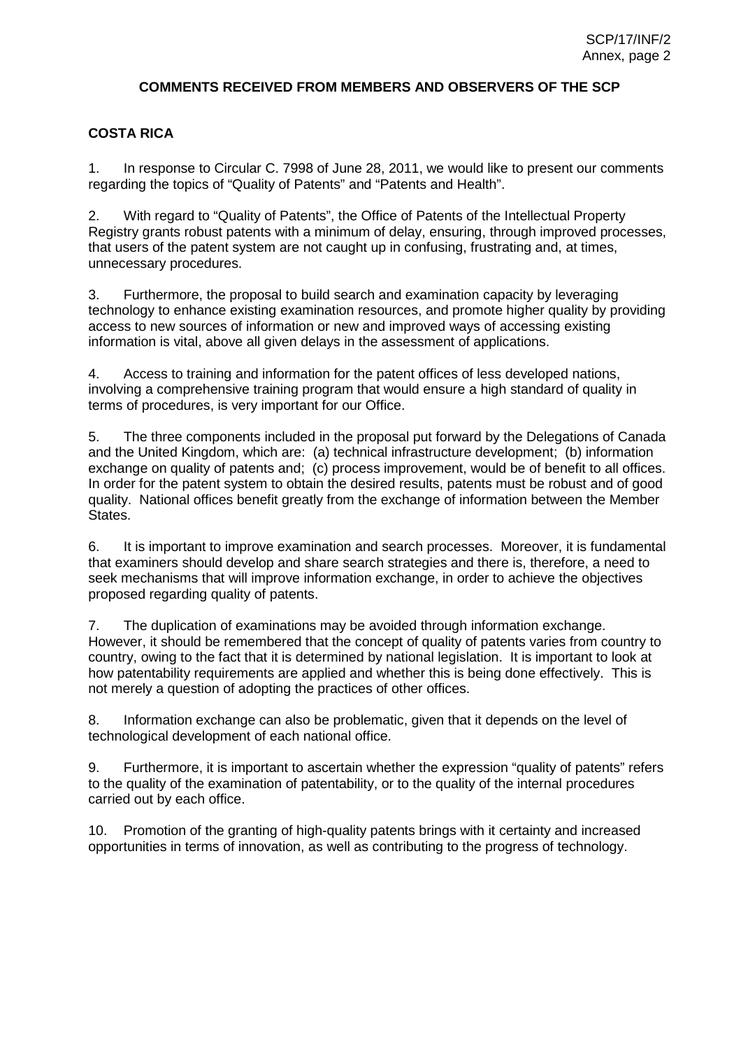## COMMENTS RECEIVED FROM MEMBERS AND OBSERVERS OF THE SCP

### COSTA RICA

1. In response to Circular C. 7998 of June 28, 2011, we would like to present our comments regarding the topics of "Quality of Patents" and "Patents and Health".

2. With regard to "Quality of Patents", the Office of Patents of the Intellectual Property Registry grants robust patents with a minimum of delay, ensuring, through improved processes, that users of the patent system are not caught up in confusing, frustrating and, at times, unnecessary procedures.

3. Furthermore, the proposal to build search and examination capacity by leveraging technology to enhance existing examination resources, and promote higher quality by providing access to new sources of information or new and improved ways of accessing existing information is vital, above all given delays in the assessment of applications.

4. Access to training and information for the patent offices of less developed nations, involving a comprehensive training program that would ensure a high standard of quality in terms of procedures, is very important for our Office.

5. The three components included in the proposal put forward by the Delegations of Canada and the United Kingdom, which are: (a) technical infrastructure development; (b) information exchange on quality of patents and; (c) process improvement, would be of benefit to all offices. In order for the patent system to obtain the desired results, patents must be robust and of good quality. National offices benefit greatly from the exchange of information between the Member States.

6. It is important to improve examination and search processes. Moreover, it is fundamental that examiners should develop and share search strategies and there is, therefore, a need to seek mechanisms that will improve information exchange, in order to achieve the objectives proposed regarding quality of patents.

7. The duplication of examinations may be avoided through information exchange. However, it should be remembered that the concept of quality of patents varies from country to country, owing to the fact that it is determined by national legislation. It is important to look at how patentability requirements are applied and whether this is being done effectively. This is not merely a question of adopting the practices of other offices.

8. Information exchange can also be problematic, given that it depends on the level of technological development of each national office.

9. Furthermore, it is important to ascertain whether the expression "quality of patents" refers to the quality of the examination of patentability, or to the quality of the internal procedures carried out by each office.

10. Promotion of the granting of high-quality patents brings with it certainty and increased opportunities in terms of innovation, as well as contributing to the progress of technology.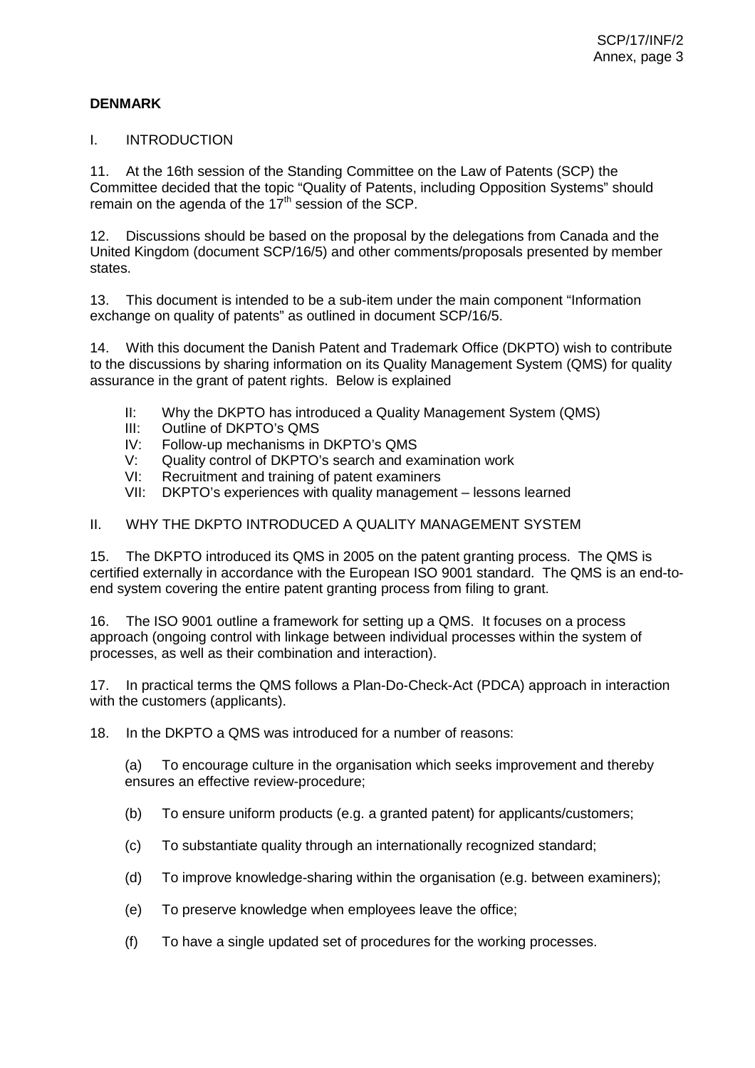**DENMARK**

I. INTRODUCTION

11. At the 16th session of the Standing Committee on the Law of Patents (SCP) the Committee decided that the topic "Quality of Patents, including Opposition Systems" should remain on the agenda of the 17th session of the SCP.

12. Discussions should be based on the proposal by the delegations from Canada and the United Kingdom (document SCP/16/5) and other comments/proposals presented by member states.

13. This document is intended to be a sub-item under the main component "Information exchange on quality of patents" as outlined in document SCP/16/5.

14. With this document the Danish Patent and Trademark Office (DKPTO) wish to contribute to the discussions by sharing information on its Quality Management System (QMS) for quality assurance in the grant of patent rights. Below is explained

- II: Why the DKPTO has introduced a Quality Management System (QMS)
- III: Outline of DKPTO's QMS
- IV: Follow-up mechanisms in DKPTO's QMS
- V: Quality control of DKPTO's search and examination work
- VI: Recruitment and training of patent examiners
- VII: DKPTO's experiences with quality management – lessons learned

II. WHY THE DKPTO INTRODUCED A QUALITY MANAGEMENT SYSTEM

15. The DKPTO introduced its QMS in 2005 on the patent granting process. The QMS is certified externally in accordance with the European ISO 9001 standard. The QMS is an end-to-end system covering the entire patent granting process from filing to grant.

16. The ISO 9001 outline a framework for setting up a QMS. It focuses on a process approach (ongoing control with linkage between individual processes within the system of processes, as well as their combination and interaction).

17. In practical terms the QMS follows a Plan-Do-Check-Act (PDCA) approach in interaction with the customers (applicants).

18. In the DKPTO a QMS was introduced for a number of reasons:

(a) To encourage culture in the organisation which seeks improvement and thereby ensures an effective review-procedure;

(b) To ensure uniform products (e.g. a granted patent) for applicants/customers;

(c) To substantiate quality through an internationally recognized standard;

(d) To improve knowledge-sharing within the organisation (e.g. between examiners);

(e) To preserve knowledge when employees leave the office;

(f) To have a single updated set of procedures for the working processes.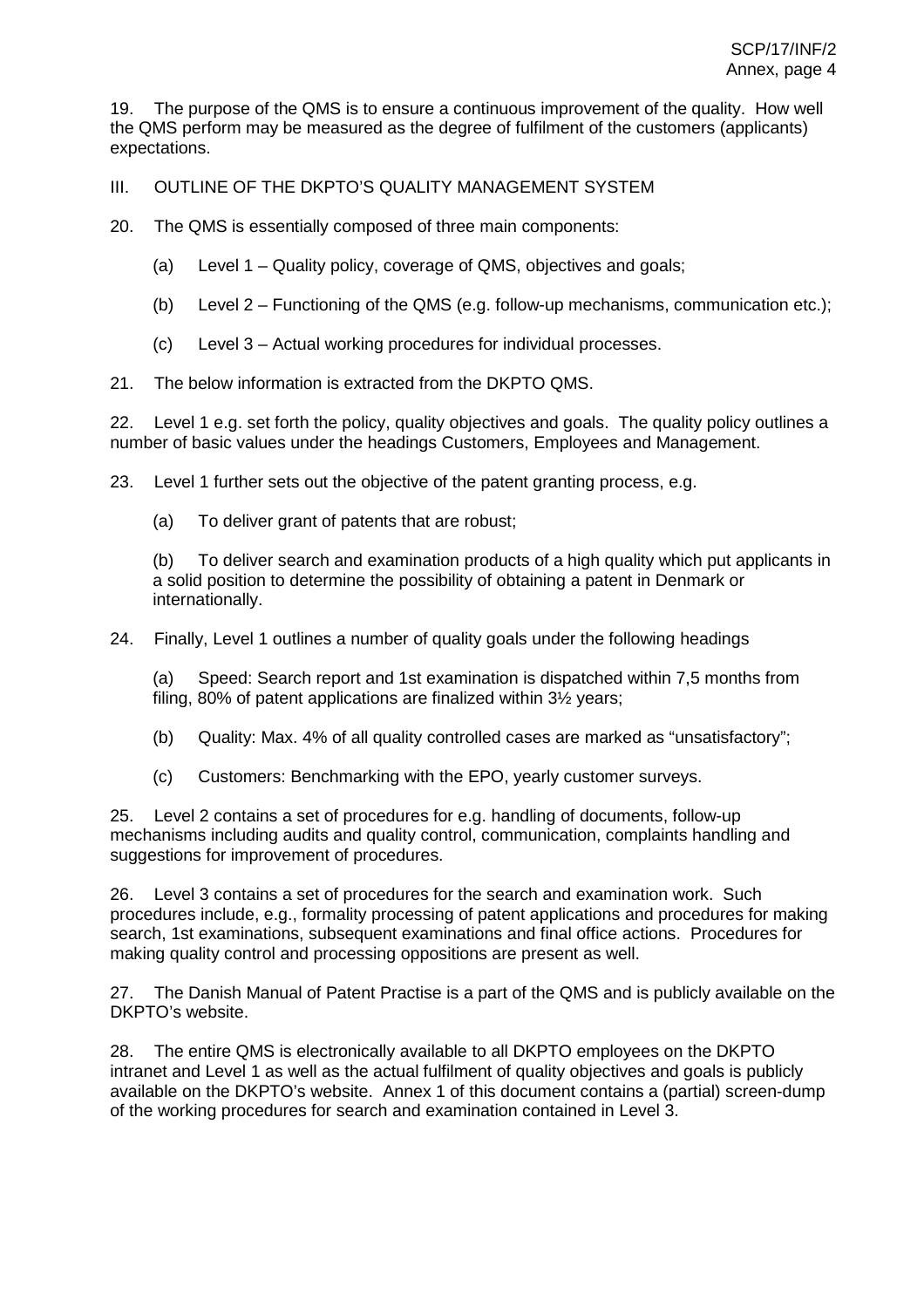19. The purpose of the QMS is to ensure a continuous improvement of the quality. How well the QMS perform may be measured as the degree of fulfilment of the customers (applicants) expectations.

## III. OUTLINE OF THE DKPTO'S QUALITY MANAGEMENT SYSTEM

20. The QMS is essentially composed of three main components:

(a) Level 1 – Quality policy, coverage of QMS, objectives and goals;

(b) Level 2 – Functioning of the QMS (e.g. follow-up mechanisms, communication etc.);

(c) Level 3 – Actual working procedures for individual processes.

21. The below information is extracted from the DKPTO QMS.

22. Level 1 e.g. set forth the policy, quality objectives and goals. The quality policy outlines a number of basic values under the headings Customers, Employees and Management.

23. Level 1 further sets out the objective of the patent granting process, e.g.

(a) To deliver grant of patents that are robust;

(b) To deliver search and examination products of a high quality which put applicants in a solid position to determine the possibility of obtaining a patent in Denmark or internationally.

24. Finally, Level 1 outlines a number of quality goals under the following headings

(a) Speed: Search report and 1st examination is dispatched within 7,5 months from filing, 80% of patent applications are finalized within 3½ years;

(b) Quality: Max. 4% of all quality controlled cases are marked as "unsatisfactory";

(c) Customers: Benchmarking with the EPO, yearly customer surveys.

25. Level 2 contains a set of procedures for e.g. handling of documents, follow-up mechanisms including audits and quality control, communication, complaints handling and suggestions for improvement of procedures.

26. Level 3 contains a set of procedures for the search and examination work. Such procedures include, e.g., formality processing of patent applications and procedures for making search, 1st examinations, subsequent examinations and final office actions. Procedures for making quality control and processing oppositions are present as well.

27. The Danish Manual of Patent Practise is a part of the QMS and is publicly available on the DKPTO's website.

28. The entire QMS is electronically available to all DKPTO employees on the DKPTO intranet and Level 1 as well as the actual fulfilment of quality objectives and goals is publicly available on the DKPTO's website. Annex 1 of this document contains a (partial) screen-dump of the working procedures for search and examination contained in Level 3.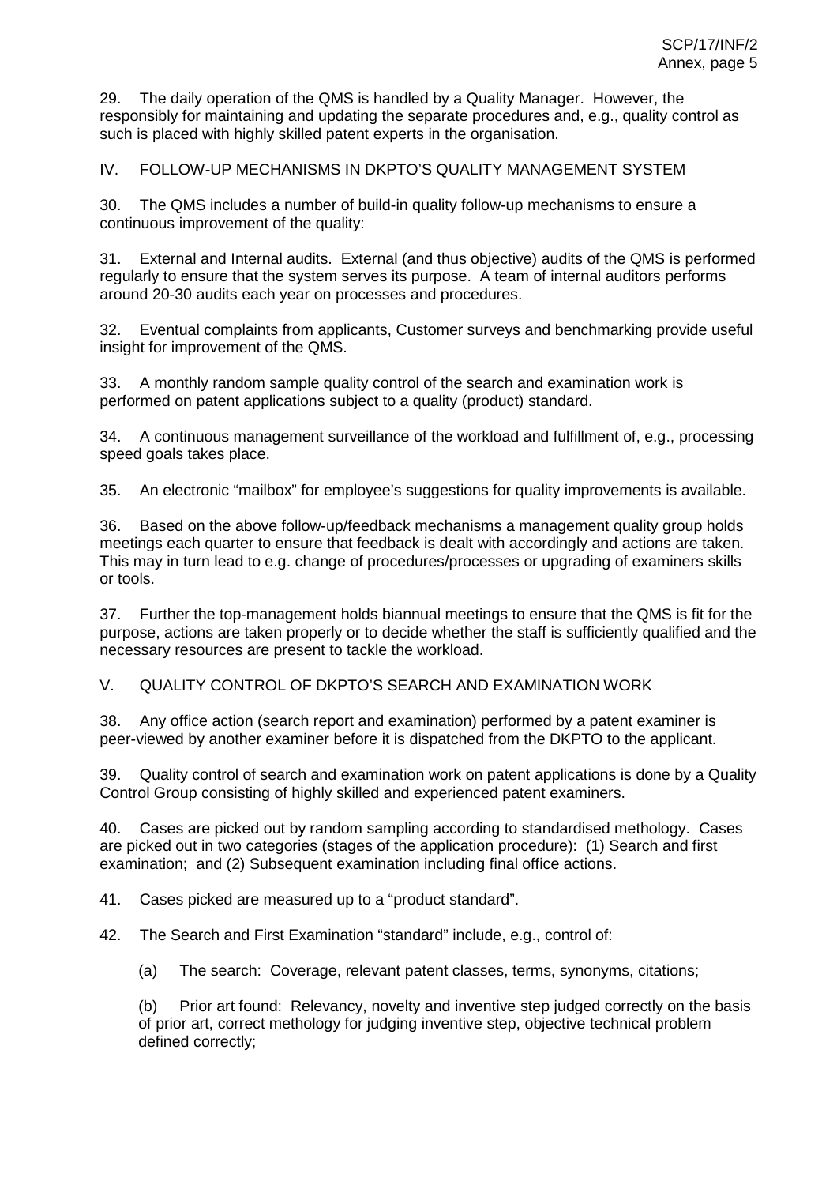29. The daily operation of the QMS is handled by a Quality Manager. However, the responsibly for maintaining and updating the separate procedures and, e.g., quality control as such is placed with highly skilled patent experts in the organisation.

## IV. FOLLOW-UP MECHANISMS IN DKPTO'S QUALITY MANAGEMENT SYSTEM

30. The QMS includes a number of build-in quality follow-up mechanisms to ensure a continuous improvement of the quality:

31. External and Internal audits. External (and thus objective) audits of the QMS is performed regularly to ensure that the system serves its purpose. A team of internal auditors performs around 20-30 audits each year on processes and procedures.

32. Eventual complaints from applicants, Customer surveys and benchmarking provide useful insight for improvement of the QMS.

33. A monthly random sample quality control of the search and examination work is performed on patent applications subject to a quality (product) standard.

34. A continuous management surveillance of the workload and fulfillment of, e.g., processing speed goals takes place.

35. An electronic "mailbox" for employee's suggestions for quality improvements is available.

36. Based on the above follow-up/feedback mechanisms a management quality group holds meetings each quarter to ensure that feedback is dealt with accordingly and actions are taken. This may in turn lead to e.g. change of procedures/processes or upgrading of examiners skills or tools.

37. Further the top-management holds biannual meetings to ensure that the QMS is fit for the purpose, actions are taken properly or to decide whether the staff is sufficiently qualified and the necessary resources are present to tackle the workload.

## V. QUALITY CONTROL OF DKPTO'S SEARCH AND EXAMINATION WORK

38. Any office action (search report and examination) performed by a patent examiner is peer-viewed by another examiner before it is dispatched from the DKPTO to the applicant.

39. Quality control of search and examination work on patent applications is done by a Quality Control Group consisting of highly skilled and experienced patent examiners.

40. Cases are picked out by random sampling according to standardised methology. Cases are picked out in two categories (stages of the application procedure): (1) Search and first examination; and (2) Subsequent examination including final office actions.

41. Cases picked are measured up to a "product standard".

42. The Search and First Examination "standard" include, e.g., control of:

(a) The search: Coverage, relevant patent classes, terms, synonyms, citations;

(b) Prior art found: Relevancy, novelty and inventive step judged correctly on the basis of prior art, correct methology for judging inventive step, objective technical problem defined correctly;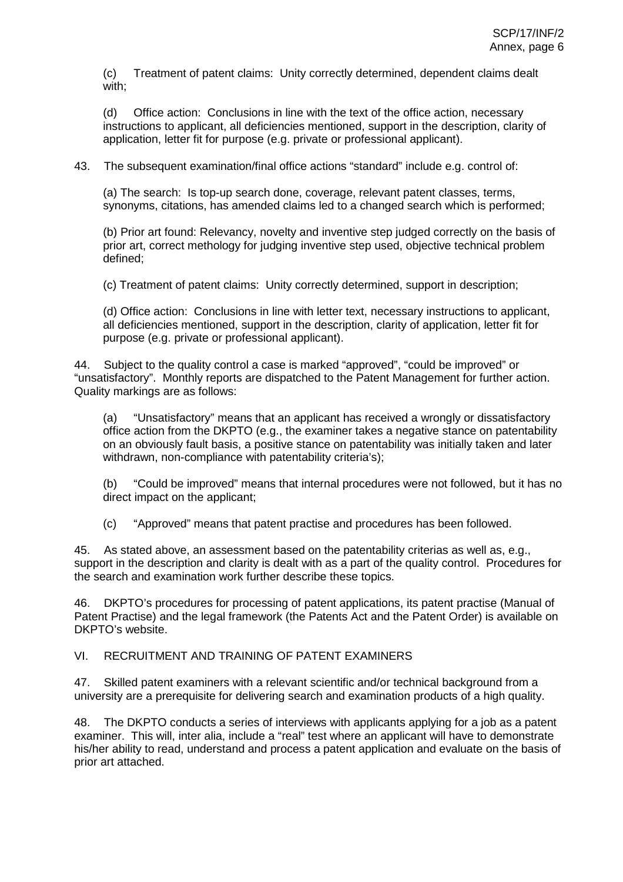(c) Treatment of patent claims: Unity correctly determined, dependent claims dealt with;

(d) Office action: Conclusions in line with the text of the office action, necessary instructions to applicant, all deficiencies mentioned, support in the description, clarity of application, letter fit for purpose (e.g. private or professional applicant).

43. The subsequent examination/final office actions "standard" include e.g. control of:

(a) The search: Is top-up search done, coverage, relevant patent classes, terms, synonyms, citations, has amended claims led to a changed search which is performed;

(b) Prior art found: Relevancy, novelty and inventive step judged correctly on the basis of prior art, correct methology for judging inventive step used, objective technical problem defined;

(c) Treatment of patent claims: Unity correctly determined, support in description;

(d) Office action: Conclusions in line with letter text, necessary instructions to applicant, all deficiencies mentioned, support in the description, clarity of application, letter fit for purpose (e.g. private or professional applicant).

44. Subject to the quality control a case is marked "approved", "could be improved" or "unsatisfactory". Monthly reports are dispatched to the Patent Management for further action. Quality markings are as follows:

(a) "Unsatisfactory" means that an applicant has received a wrongly or dissatisfactory office action from the DKPTO (e.g., the examiner takes a negative stance on patentability on an obviously fault basis, a positive stance on patentability was initially taken and later withdrawn, non-compliance with patentability criteria's);

(b) "Could be improved" means that internal procedures were not followed, but it has no direct impact on the applicant;

(c) "Approved" means that patent practise and procedures has been followed.

45. As stated above, an assessment based on the patentability criterias as well as, e.g., support in the description and clarity is dealt with as a part of the quality control. Procedures for the search and examination work further describe these topics.

46. DKPTO's procedures for processing of patent applications, its patent practise (Manual of Patent Practise) and the legal framework (the Patents Act and the Patent Order) is available on DKPTO's website.

## VI. RECRUITMENT AND TRAINING OF PATENT EXAMINERS

47. Skilled patent examiners with a relevant scientific and/or technical background from a university are a prerequisite for delivering search and examination products of a high quality.

48. The DKPTO conducts a series of interviews with applicants applying for a job as a patent examiner. This will, inter alia, include a "real" test where an applicant will have to demonstrate his/her ability to read, understand and process a patent application and evaluate on the basis of prior art attached.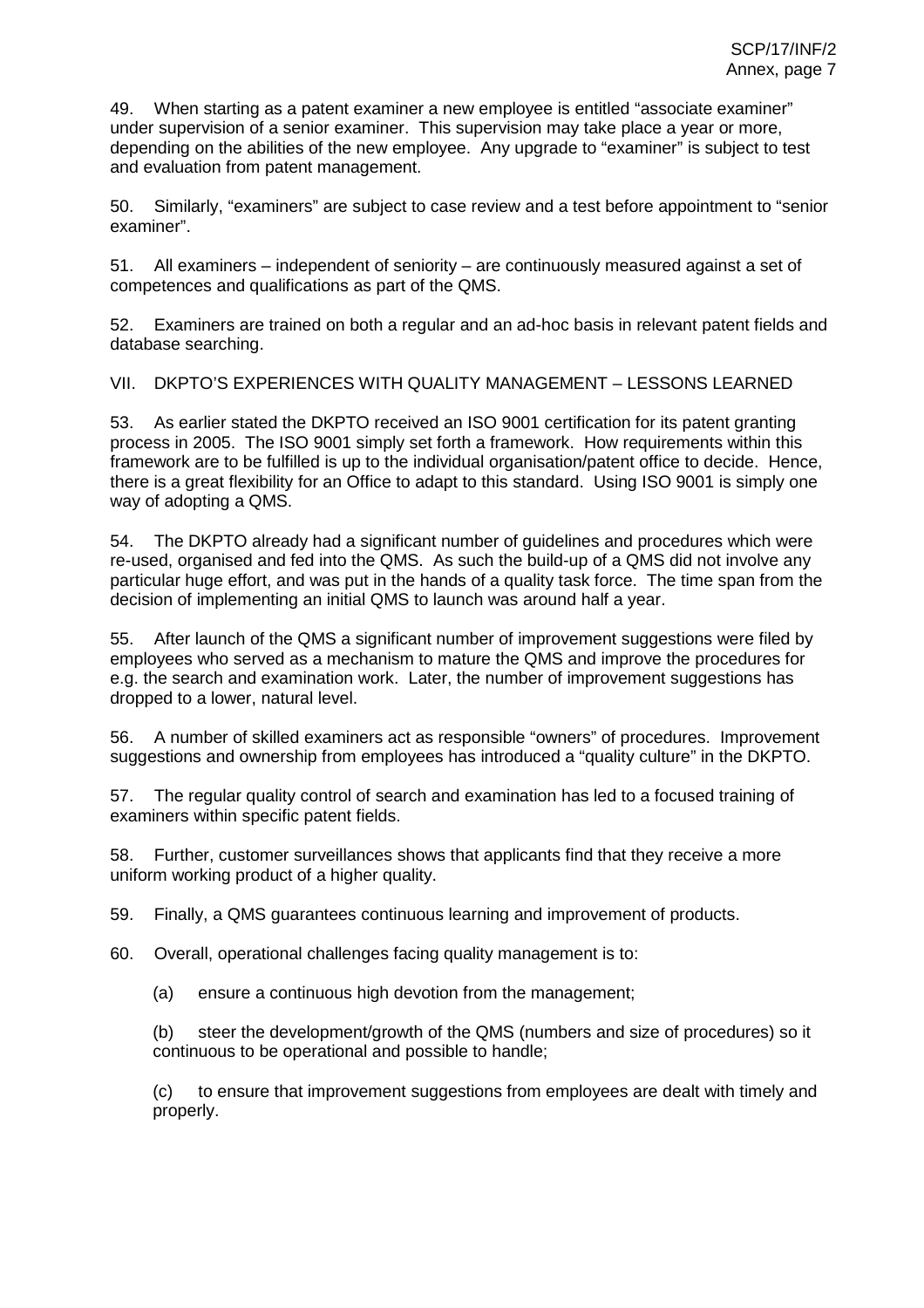49. When starting as a patent examiner a new employee is entitled "associate examiner" under supervision of a senior examiner. This supervision may take place a year or more, depending on the abilities of the new employee. Any upgrade to "examiner" is subject to test and evaluation from patent management.

50. Similarly, "examiners" are subject to case review and a test before appointment to "senior examiner".

51. All examiners – independent of seniority – are continuously measured against a set of competences and qualifications as part of the QMS.

52. Examiners are trained on both a regular and an ad-hoc basis in relevant patent fields and database searching.

## VII. DKPTO'S EXPERIENCES WITH QUALITY MANAGEMENT – LESSONS LEARNED

53. As earlier stated the DKPTO received an ISO 9001 certification for its patent granting process in 2005. The ISO 9001 simply set forth a framework. How requirements within this framework are to be fulfilled is up to the individual organisation/patent office to decide. Hence, there is a great flexibility for an Office to adapt to this standard. Using ISO 9001 is simply one way of adopting a QMS.

54. The DKPTO already had a significant number of guidelines and procedures which were re-used, organised and fed into the QMS. As such the build-up of a QMS did not involve any particular huge effort, and was put in the hands of a quality task force. The time span from the decision of implementing an initial QMS to launch was around half a year.

55. After launch of the QMS a significant number of improvement suggestions were filed by employees who served as a mechanism to mature the QMS and improve the procedures for e.g. the search and examination work. Later, the number of improvement suggestions has dropped to a lower, natural level.

56. A number of skilled examiners act as responsible "owners" of procedures. Improvement suggestions and ownership from employees has introduced a "quality culture" in the DKPTO.

57. The regular quality control of search and examination has led to a focused training of examiners within specific patent fields.

58. Further, customer surveillances shows that applicants find that they receive a more uniform working product of a higher quality.

59. Finally, a QMS guarantees continuous learning and improvement of products.

60. Overall, operational challenges facing quality management is to:

(a) ensure a continuous high devotion from the management;

(b) steer the development/growth of the QMS (numbers and size of procedures) so it continuous to be operational and possible to handle;

(c) to ensure that improvement suggestions from employees are dealt with timely and properly.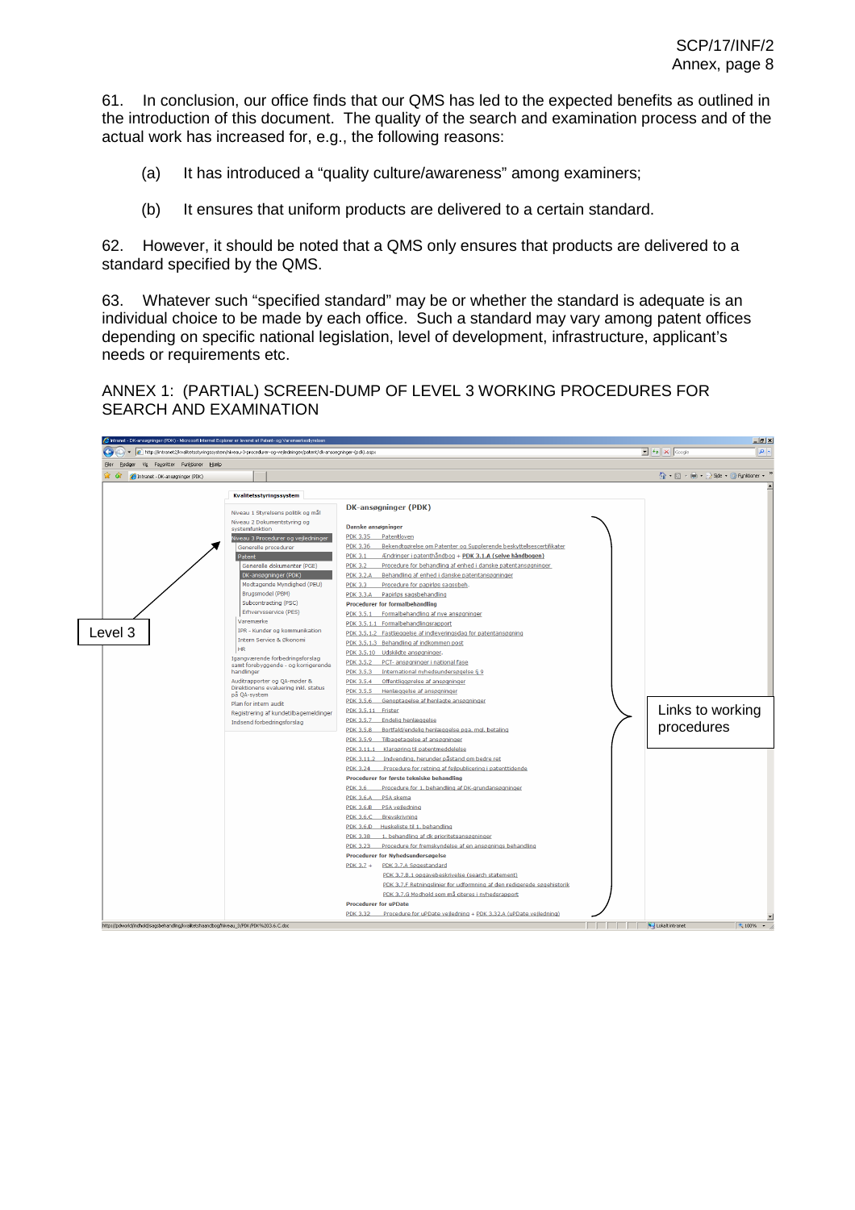61. In conclusion, our office finds that our QMS has led to the expected benefits as outlined in the introduction of this document. The quality of the search and examination process and of the actual work has increased for, e.g., the following reasons:

(a) It has introduced a "quality culture/awareness" among examiners;

(b) It ensures that uniform products are delivered to a certain standard.

62. However, it should be noted that a QMS only ensures that products are delivered to a standard specified by the QMS.

63. Whatever such "specified standard" may be or whether the standard is adequate is an individual choice to be made by each office. Such a standard may vary among patent offices depending on specific national legislation, level of development, infrastructure, applicant's needs or requirements etc.

ANNEX 1: (PARTIAL) SCREEN-DUMP OF LEVEL 3 WORKING PROCEDURES FOR SEARCH AND EXAMINATION

Level 3

Links to working procedures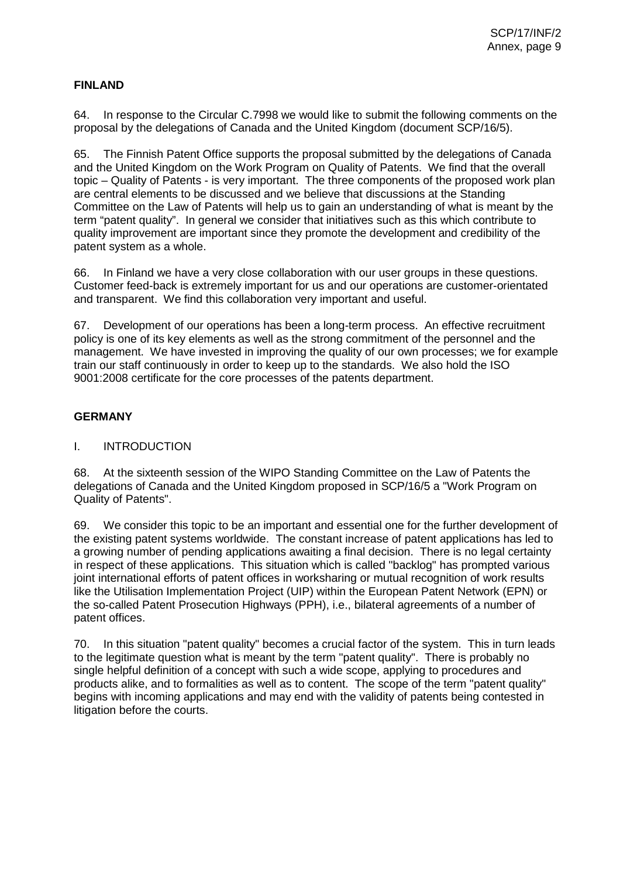## FINLAND

64. In response to the Circular C.7998 we would like to submit the following comments on the proposal by the delegations of Canada and the United Kingdom (document SCP/16/5).

65. The Finnish Patent Office supports the proposal submitted by the delegations of Canada and the United Kingdom on the Work Program on Quality of Patents. We find that the overall topic – Quality of Patents - is very important. The three components of the proposed work plan are central elements to be discussed and we believe that discussions at the Standing Committee on the Law of Patents will help us to gain an understanding of what is meant by the term "patent quality". In general we consider that initiatives such as this which contribute to quality improvement are important since they promote the development and credibility of the patent system as a whole.

66. In Finland we have a very close collaboration with our user groups in these questions. Customer feed-back is extremely important for us and our operations are customer-orientated and transparent. We find this collaboration very important and useful.

67. Development of our operations has been a long-term process. An effective recruitment policy is one of its key elements as well as the strong commitment of the personnel and the management. We have invested in improving the quality of our own processes; we for example train our staff continuously in order to keep up to the standards. We also hold the ISO 9001:2008 certificate for the core processes of the patents department.

## GERMANY

### I. INTRODUCTION

68. At the sixteenth session of the WIPO Standing Committee on the Law of Patents the delegations of Canada and the United Kingdom proposed in SCP/16/5 a "Work Program on Quality of Patents".

69. We consider this topic to be an important and essential one for the further development of the existing patent systems worldwide. The constant increase of patent applications has led to a growing number of pending applications awaiting a final decision. There is no legal certainty in respect of these applications. This situation which is called "backlog" has prompted various joint international efforts of patent offices in worksharing or mutual recognition of work results like the Utilisation Implementation Project (UIP) within the European Patent Network (EPN) or the so-called Patent Prosecution Highways (PPH), i.e., bilateral agreements of a number of patent offices.

70. In this situation "patent quality" becomes a crucial factor of the system. This in turn leads to the legitimate question what is meant by the term "patent quality". There is probably no single helpful definition of a concept with such a wide scope, applying to procedures and products alike, and to formalities as well as to content. The scope of the term "patent quality" begins with incoming applications and may end with the validity of patents being contested in litigation before the courts.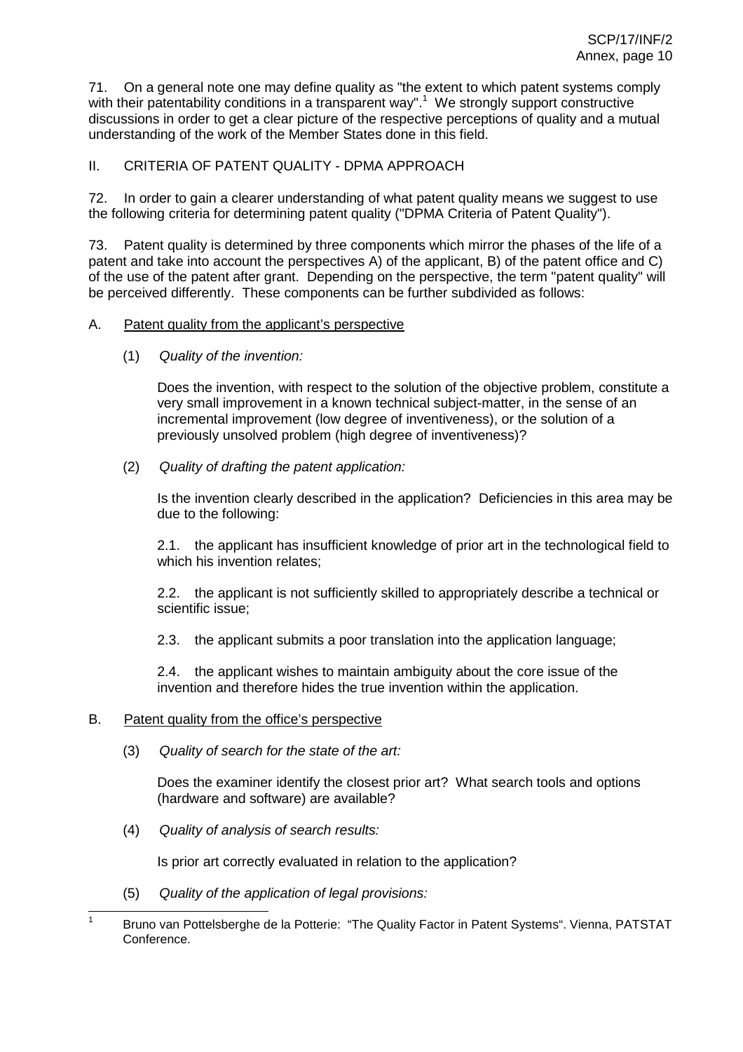71. On a general note one may define quality as "the extent to which patent systems comply with their patentability conditions in a transparent way".[1] We strongly support constructive discussions in order to get a clear picture of the respective perceptions of quality and a mutual understanding of the work of the Member States done in this field.

## II. CRITERIA OF PATENT QUALITY - DPMA APPROACH

72. In order to gain a clearer understanding of what patent quality means we suggest to use the following criteria for determining patent quality ("DPMA Criteria of Patent Quality").

73. Patent quality is determined by three components which mirror the phases of the life of a patent and take into account the perspectives A) of the applicant, B) of the patent office and C) of the use of the patent after grant. Depending on the perspective, the term "patent quality" will be perceived differently. These components can be further subdivided as follows:

### A. Patent quality from the applicant's perspective

(1) *Quality of the invention:*

Does the invention, with respect to the solution of the objective problem, constitute a very small improvement in a known technical subject-matter, in the sense of an incremental improvement (low degree of inventiveness), or the solution of a previously unsolved problem (high degree of inventiveness)?

(2) *Quality of drafting the patent application:*

Is the invention clearly described in the application? Deficiencies in this area may be due to the following:

2.1. the applicant has insufficient knowledge of prior art in the technological field to which his invention relates;

2.2. the applicant is not sufficiently skilled to appropriately describe a technical or scientific issue;

2.3. the applicant submits a poor translation into the application language;

2.4. the applicant wishes to maintain ambiguity about the core issue of the invention and therefore hides the true invention within the application.

### B. Patent quality from the office's perspective

(3) *Quality of search for the state of the art:*

Does the examiner identify the closest prior art? What search tools and options (hardware and software) are available?

(4) *Quality of analysis of search results:*

Is prior art correctly evaluated in relation to the application?

(5) *Quality of the application of legal provisions:*

---

[1] Bruno van Pottelsberghe de la Potterie: "The Quality Factor in Patent Systems". Vienna, PATSTAT Conference.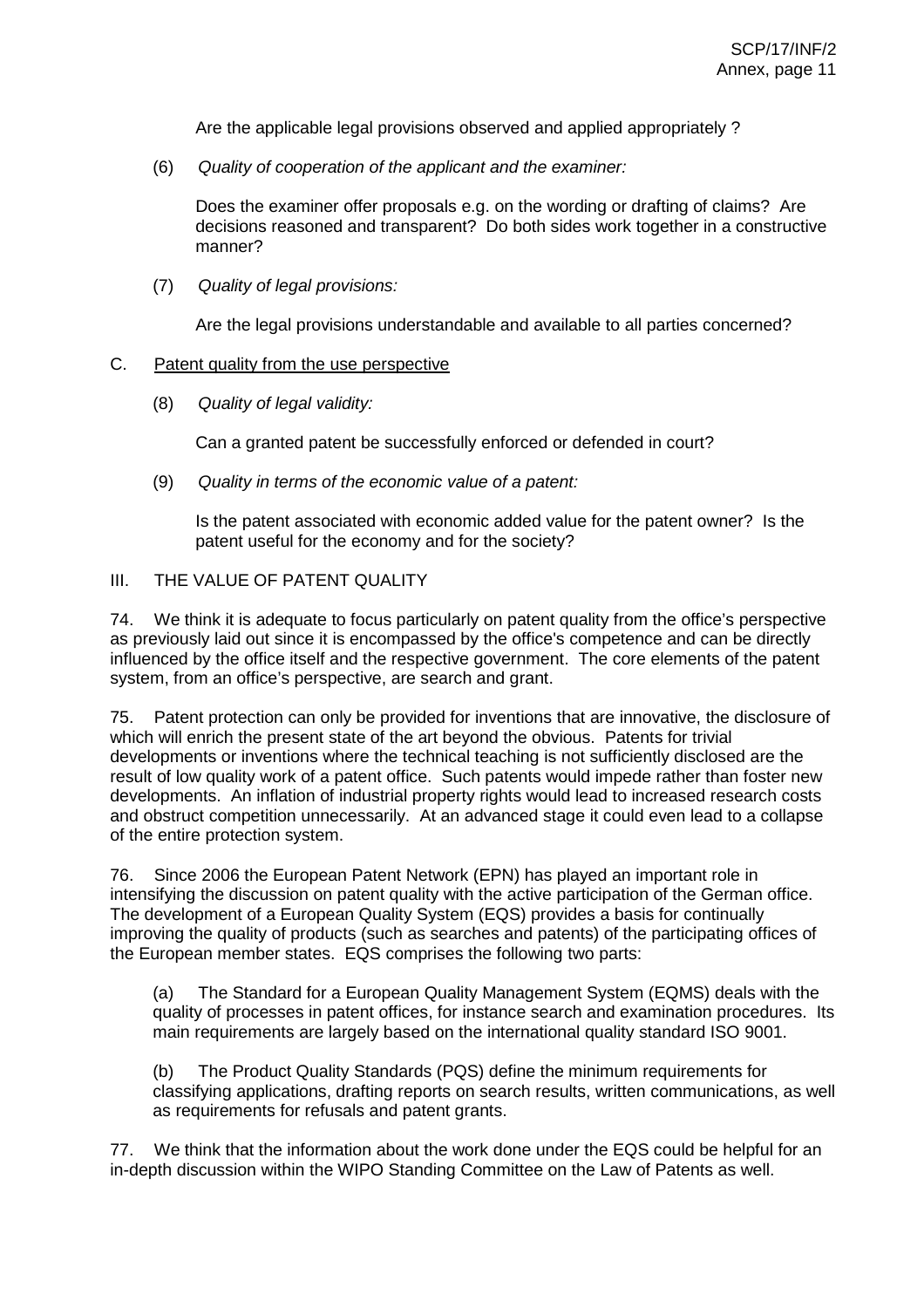Are the applicable legal provisions observed and applied appropriately ?

(6) *Quality of cooperation of the applicant and the examiner:*

Does the examiner offer proposals e.g. on the wording or drafting of claims? Are decisions reasoned and transparent? Do both sides work together in a constructive manner?

(7) *Quality of legal provisions:*

Are the legal provisions understandable and available to all parties concerned?

C. <u>Patent quality from the use perspective</u>

(8) *Quality of legal validity:*

Can a granted patent be successfully enforced or defended in court?

(9) *Quality in terms of the economic value of a patent:*

Is the patent associated with economic added value for the patent owner? Is the patent useful for the economy and for the society?

## III. THE VALUE OF PATENT QUALITY

74. We think it is adequate to focus particularly on patent quality from the office's perspective as previously laid out since it is encompassed by the office's competence and can be directly influenced by the office itself and the respective government. The core elements of the patent system, from an office's perspective, are search and grant.

75. Patent protection can only be provided for inventions that are innovative, the disclosure of which will enrich the present state of the art beyond the obvious. Patents for trivial developments or inventions where the technical teaching is not sufficiently disclosed are the result of low quality work of a patent office. Such patents would impede rather than foster new developments. An inflation of industrial property rights would lead to increased research costs and obstruct competition unnecessarily. At an advanced stage it could even lead to a collapse of the entire protection system.

76. Since 2006 the European Patent Network (EPN) has played an important role in intensifying the discussion on patent quality with the active participation of the German office. The development of a European Quality System (EQS) provides a basis for continually improving the quality of products (such as searches and patents) of the participating offices of the European member states. EQS comprises the following two parts:

(a) The Standard for a European Quality Management System (EQMS) deals with the quality of processes in patent offices, for instance search and examination procedures. Its main requirements are largely based on the international quality standard ISO 9001.

(b) The Product Quality Standards (PQS) define the minimum requirements for classifying applications, drafting reports on search results, written communications, as well as requirements for refusals and patent grants.

77. We think that the information about the work done under the EQS could be helpful for an in-depth discussion within the WIPO Standing Committee on the Law of Patents as well.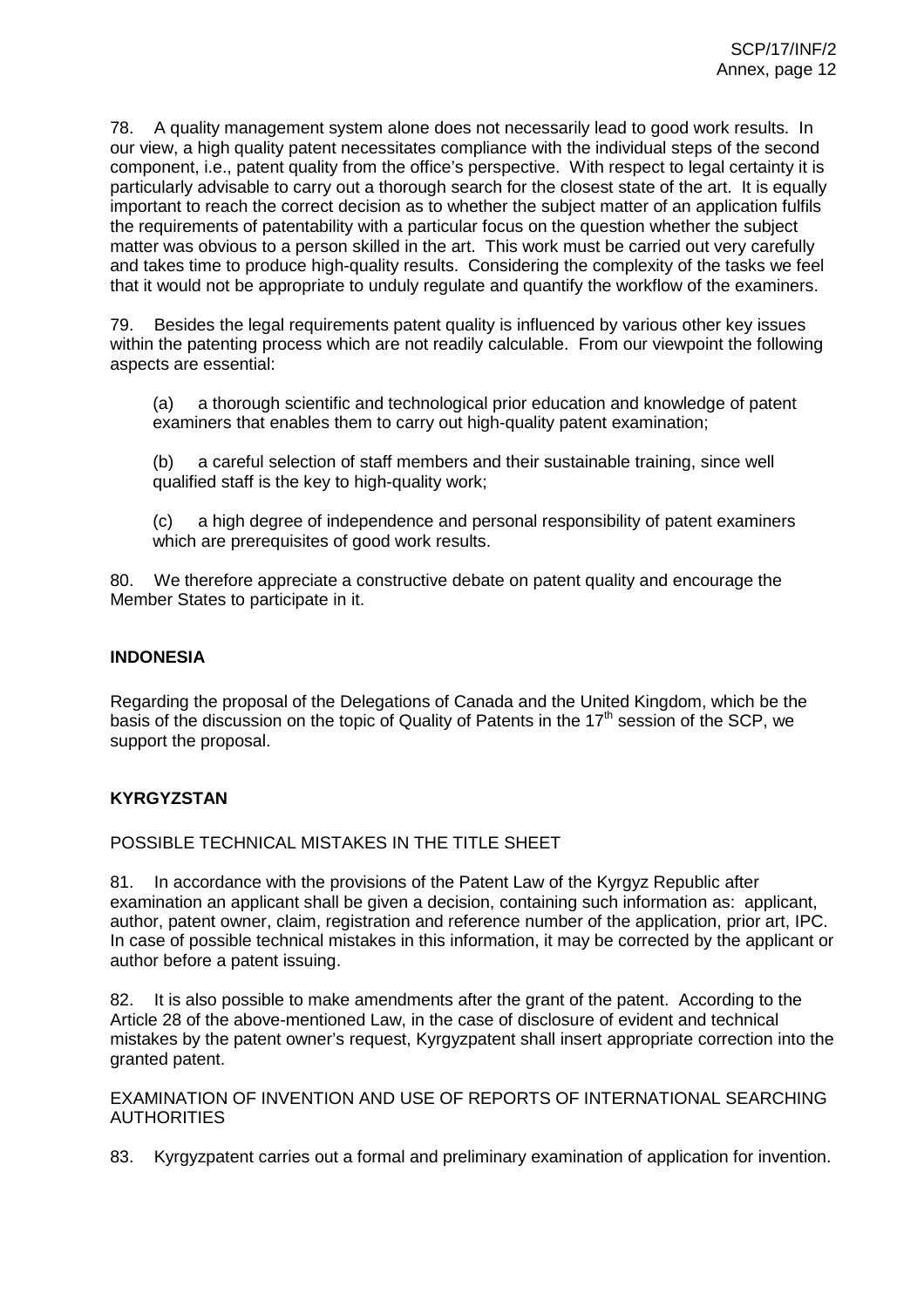78. A quality management system alone does not necessarily lead to good work results. In our view, a high quality patent necessitates compliance with the individual steps of the second component, i.e., patent quality from the office's perspective. With respect to legal certainty it is particularly advisable to carry out a thorough search for the closest state of the art. It is equally important to reach the correct decision as to whether the subject matter of an application fulfils the requirements of patentability with a particular focus on the question whether the subject matter was obvious to a person skilled in the art. This work must be carried out very carefully and takes time to produce high-quality results. Considering the complexity of the tasks we feel that it would not be appropriate to unduly regulate and quantify the workflow of the examiners.

79. Besides the legal requirements patent quality is influenced by various other key issues within the patenting process which are not readily calculable. From our viewpoint the following aspects are essential:

(a) a thorough scientific and technological prior education and knowledge of patent examiners that enables them to carry out high-quality patent examination;

(b) a careful selection of staff members and their sustainable training, since well qualified staff is the key to high-quality work;

(c) a high degree of independence and personal responsibility of patent examiners which are prerequisites of good work results.

80. We therefore appreciate a constructive debate on patent quality and encourage the Member States to participate in it.

**INDONESIA**

Regarding the proposal of the Delegations of Canada and the United Kingdom, which be the basis of the discussion on the topic of Quality of Patents in the 17th session of the SCP, we support the proposal.

**KYRGYZSTAN**

POSSIBLE TECHNICAL MISTAKES IN THE TITLE SHEET

81. In accordance with the provisions of the Patent Law of the Kyrgyz Republic after examination an applicant shall be given a decision, containing such information as: applicant, author, patent owner, claim, registration and reference number of the application, prior art, IPC. In case of possible technical mistakes in this information, it may be corrected by the applicant or author before a patent issuing.

82. It is also possible to make amendments after the grant of the patent. According to the Article 28 of the above-mentioned Law, in the case of disclosure of evident and technical mistakes by the patent owner's request, Kyrgyzpatent shall insert appropriate correction into the granted patent.

EXAMINATION OF INVENTION AND USE OF REPORTS OF INTERNATIONAL SEARCHING AUTHORITIES

83. Kyrgyzpatent carries out a formal and preliminary examination of application for invention.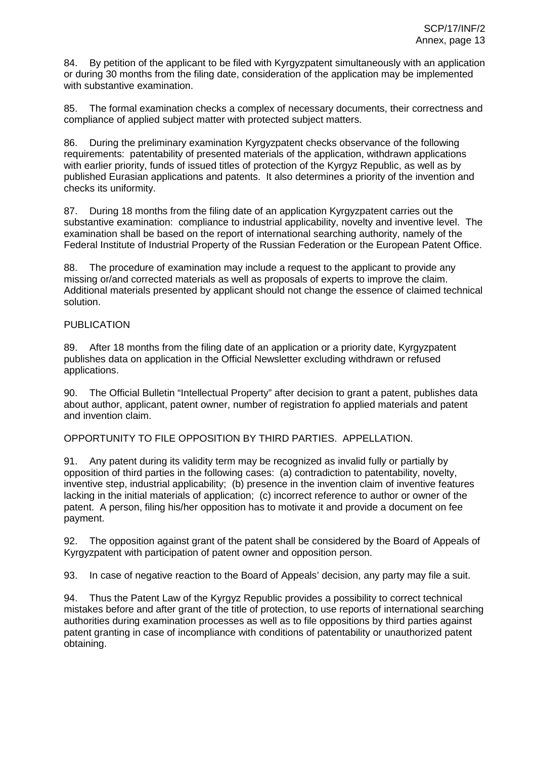84. By petition of the applicant to be filed with Kyrgyzpatent simultaneously with an application or during 30 months from the filing date, consideration of the application may be implemented with substantive examination.

85. The formal examination checks a complex of necessary documents, their correctness and compliance of applied subject matter with protected subject matters.

86. During the preliminary examination Kyrgyzpatent checks observance of the following requirements: patentability of presented materials of the application, withdrawn applications with earlier priority, funds of issued titles of protection of the Kyrgyz Republic, as well as by published Eurasian applications and patents. It also determines a priority of the invention and checks its uniformity.

87. During 18 months from the filing date of an application Kyrgyzpatent carries out the substantive examination: compliance to industrial applicability, novelty and inventive level. The examination shall be based on the report of international searching authority, namely of the Federal Institute of Industrial Property of the Russian Federation or the European Patent Office.

88. The procedure of examination may include a request to the applicant to provide any missing or/and corrected materials as well as proposals of experts to improve the claim. Additional materials presented by applicant should not change the essence of claimed technical solution.

PUBLICATION

89. After 18 months from the filing date of an application or a priority date, Kyrgyzpatent publishes data on application in the Official Newsletter excluding withdrawn or refused applications.

90. The Official Bulletin "Intellectual Property" after decision to grant a patent, publishes data about author, applicant, patent owner, number of registration fo applied materials and patent and invention claim.

OPPORTUNITY TO FILE OPPOSITION BY THIRD PARTIES. APPELLATION.

91. Any patent during its validity term may be recognized as invalid fully or partially by opposition of third parties in the following cases: (a) contradiction to patentability, novelty, inventive step, industrial applicability; (b) presence in the invention claim of inventive features lacking in the initial materials of application; (c) incorrect reference to author or owner of the patent. A person, filing his/her opposition has to motivate it and provide a document on fee payment.

92. The opposition against grant of the patent shall be considered by the Board of Appeals of Kyrgyzpatent with participation of patent owner and opposition person.

93. In case of negative reaction to the Board of Appeals' decision, any party may file a suit.

94. Thus the Patent Law of the Kyrgyz Republic provides a possibility to correct technical mistakes before and after grant of the title of protection, to use reports of international searching authorities during examination processes as well as to file oppositions by third parties against patent granting in case of incompliance with conditions of patentability or unauthorized patent obtaining.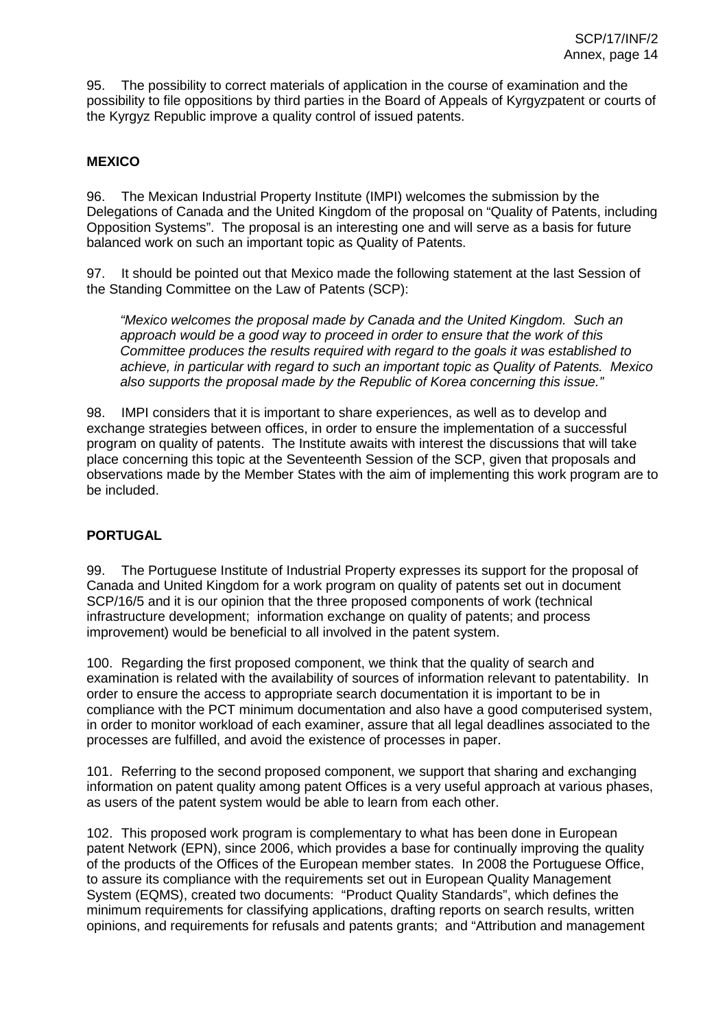95. The possibility to correct materials of application in the course of examination and the possibility to file oppositions by third parties in the Board of Appeals of Kyrgyzpatent or courts of the Kyrgyz Republic improve a quality control of issued patents.

## MEXICO

96. The Mexican Industrial Property Institute (IMPI) welcomes the submission by the Delegations of Canada and the United Kingdom of the proposal on "Quality of Patents, including Opposition Systems". The proposal is an interesting one and will serve as a basis for future balanced work on such an important topic as Quality of Patents.

97. It should be pointed out that Mexico made the following statement at the last Session of the Standing Committee on the Law of Patents (SCP):

> *"Mexico welcomes the proposal made by Canada and the United Kingdom. Such an approach would be a good way to proceed in order to ensure that the work of this Committee produces the results required with regard to the goals it was established to achieve, in particular with regard to such an important topic as Quality of Patents. Mexico also supports the proposal made by the Republic of Korea concerning this issue."*

98. IMPI considers that it is important to share experiences, as well as to develop and exchange strategies between offices, in order to ensure the implementation of a successful program on quality of patents. The Institute awaits with interest the discussions that will take place concerning this topic at the Seventeenth Session of the SCP, given that proposals and observations made by the Member States with the aim of implementing this work program are to be included.

## PORTUGAL

99. The Portuguese Institute of Industrial Property expresses its support for the proposal of Canada and United Kingdom for a work program on quality of patents set out in document SCP/16/5 and it is our opinion that the three proposed components of work (technical infrastructure development; information exchange on quality of patents; and process improvement) would be beneficial to all involved in the patent system.

100. Regarding the first proposed component, we think that the quality of search and examination is related with the availability of sources of information relevant to patentability. In order to ensure the access to appropriate search documentation it is important to be in compliance with the PCT minimum documentation and also have a good computerised system, in order to monitor workload of each examiner, assure that all legal deadlines associated to the processes are fulfilled, and avoid the existence of processes in paper.

101. Referring to the second proposed component, we support that sharing and exchanging information on patent quality among patent Offices is a very useful approach at various phases, as users of the patent system would be able to learn from each other.

102. This proposed work program is complementary to what has been done in European patent Network (EPN), since 2006, which provides a base for continually improving the quality of the products of the Offices of the European member states. In 2008 the Portuguese Office, to assure its compliance with the requirements set out in European Quality Management System (EQMS), created two documents: "Product Quality Standards", which defines the minimum requirements for classifying applications, drafting reports on search results, written opinions, and requirements for refusals and patents grants; and "Attribution and management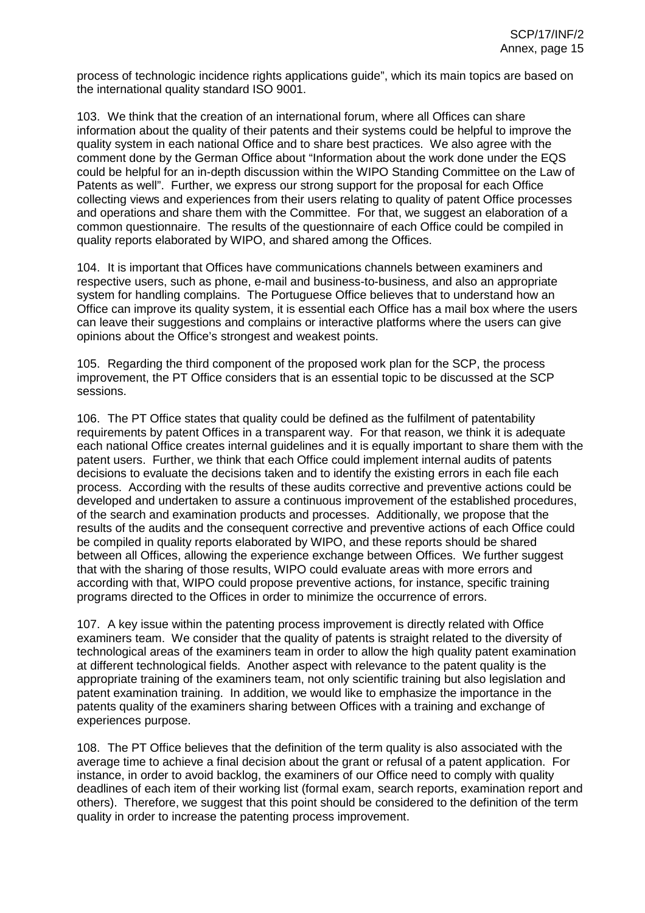process of technologic incidence rights applications guide", which its main topics are based on the international quality standard ISO 9001.

103. We think that the creation of an international forum, where all Offices can share information about the quality of their patents and their systems could be helpful to improve the quality system in each national Office and to share best practices. We also agree with the comment done by the German Office about "Information about the work done under the EQS could be helpful for an in-depth discussion within the WIPO Standing Committee on the Law of Patents as well". Further, we express our strong support for the proposal for each Office collecting views and experiences from their users relating to quality of patent Office processes and operations and share them with the Committee. For that, we suggest an elaboration of a common questionnaire. The results of the questionnaire of each Office could be compiled in quality reports elaborated by WIPO, and shared among the Offices.

104. It is important that Offices have communications channels between examiners and respective users, such as phone, e-mail and business-to-business, and also an appropriate system for handling complains. The Portuguese Office believes that to understand how an Office can improve its quality system, it is essential each Office has a mail box where the users can leave their suggestions and complains or interactive platforms where the users can give opinions about the Office's strongest and weakest points.

105. Regarding the third component of the proposed work plan for the SCP, the process improvement, the PT Office considers that is an essential topic to be discussed at the SCP sessions.

106. The PT Office states that quality could be defined as the fulfilment of patentability requirements by patent Offices in a transparent way. For that reason, we think it is adequate each national Office creates internal guidelines and it is equally important to share them with the patent users. Further, we think that each Office could implement internal audits of patents decisions to evaluate the decisions taken and to identify the existing errors in each file each process. According with the results of these audits corrective and preventive actions could be developed and undertaken to assure a continuous improvement of the established procedures, of the search and examination products and processes. Additionally, we propose that the results of the audits and the consequent corrective and preventive actions of each Office could be compiled in quality reports elaborated by WIPO, and these reports should be shared between all Offices, allowing the experience exchange between Offices. We further suggest that with the sharing of those results, WIPO could evaluate areas with more errors and according with that, WIPO could propose preventive actions, for instance, specific training programs directed to the Offices in order to minimize the occurrence of errors.

107. A key issue within the patenting process improvement is directly related with Office examiners team. We consider that the quality of patents is straight related to the diversity of technological areas of the examiners team in order to allow the high quality patent examination at different technological fields. Another aspect with relevance to the patent quality is the appropriate training of the examiners team, not only scientific training but also legislation and patent examination training. In addition, we would like to emphasize the importance in the patents quality of the examiners sharing between Offices with a training and exchange of experiences purpose.

108. The PT Office believes that the definition of the term quality is also associated with the average time to achieve a final decision about the grant or refusal of a patent application. For instance, in order to avoid backlog, the examiners of our Office need to comply with quality deadlines of each item of their working list (formal exam, search reports, examination report and others). Therefore, we suggest that this point should be considered to the definition of the term quality in order to increase the patenting process improvement.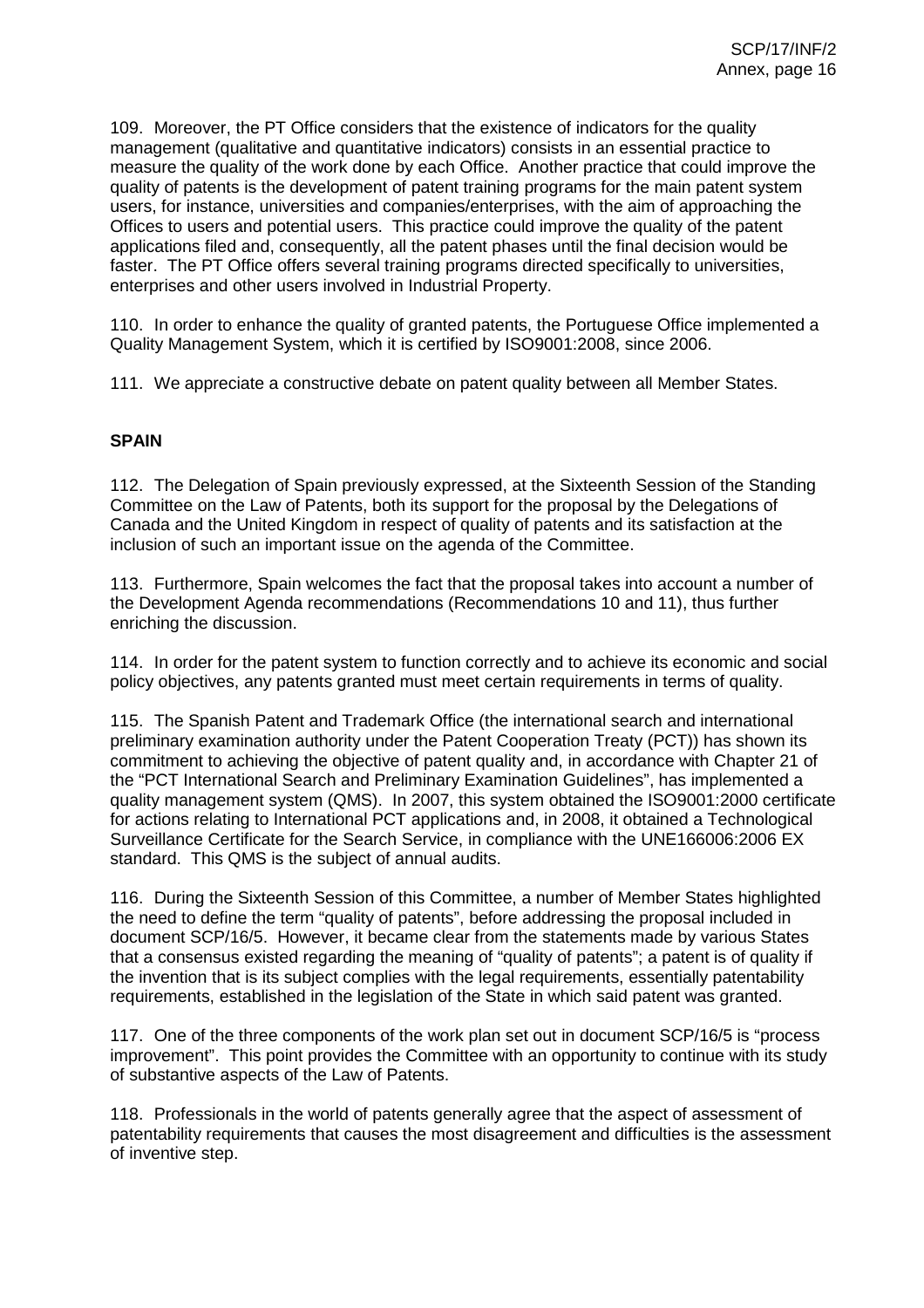109. Moreover, the PT Office considers that the existence of indicators for the quality management (qualitative and quantitative indicators) consists in an essential practice to measure the quality of the work done by each Office. Another practice that could improve the quality of patents is the development of patent training programs for the main patent system users, for instance, universities and companies/enterprises, with the aim of approaching the Offices to users and potential users. This practice could improve the quality of the patent applications filed and, consequently, all the patent phases until the final decision would be faster. The PT Office offers several training programs directed specifically to universities, enterprises and other users involved in Industrial Property.

110. In order to enhance the quality of granted patents, the Portuguese Office implemented a Quality Management System, which it is certified by ISO9001:2008, since 2006.

111. We appreciate a constructive debate on patent quality between all Member States.

## SPAIN

112. The Delegation of Spain previously expressed, at the Sixteenth Session of the Standing Committee on the Law of Patents, both its support for the proposal by the Delegations of Canada and the United Kingdom in respect of quality of patents and its satisfaction at the inclusion of such an important issue on the agenda of the Committee.

113. Furthermore, Spain welcomes the fact that the proposal takes into account a number of the Development Agenda recommendations (Recommendations 10 and 11), thus further enriching the discussion.

114. In order for the patent system to function correctly and to achieve its economic and social policy objectives, any patents granted must meet certain requirements in terms of quality.

115. The Spanish Patent and Trademark Office (the international search and international preliminary examination authority under the Patent Cooperation Treaty (PCT)) has shown its commitment to achieving the objective of patent quality and, in accordance with Chapter 21 of the "PCT International Search and Preliminary Examination Guidelines", has implemented a quality management system (QMS). In 2007, this system obtained the ISO9001:2000 certificate for actions relating to International PCT applications and, in 2008, it obtained a Technological Surveillance Certificate for the Search Service, in compliance with the UNE166006:2006 EX standard. This QMS is the subject of annual audits.

116. During the Sixteenth Session of this Committee, a number of Member States highlighted the need to define the term "quality of patents", before addressing the proposal included in document SCP/16/5. However, it became clear from the statements made by various States that a consensus existed regarding the meaning of "quality of patents"; a patent is of quality if the invention that is its subject complies with the legal requirements, essentially patentability requirements, established in the legislation of the State in which said patent was granted.

117. One of the three components of the work plan set out in document SCP/16/5 is "process improvement". This point provides the Committee with an opportunity to continue with its study of substantive aspects of the Law of Patents.

118. Professionals in the world of patents generally agree that the aspect of assessment of patentability requirements that causes the most disagreement and difficulties is the assessment of inventive step.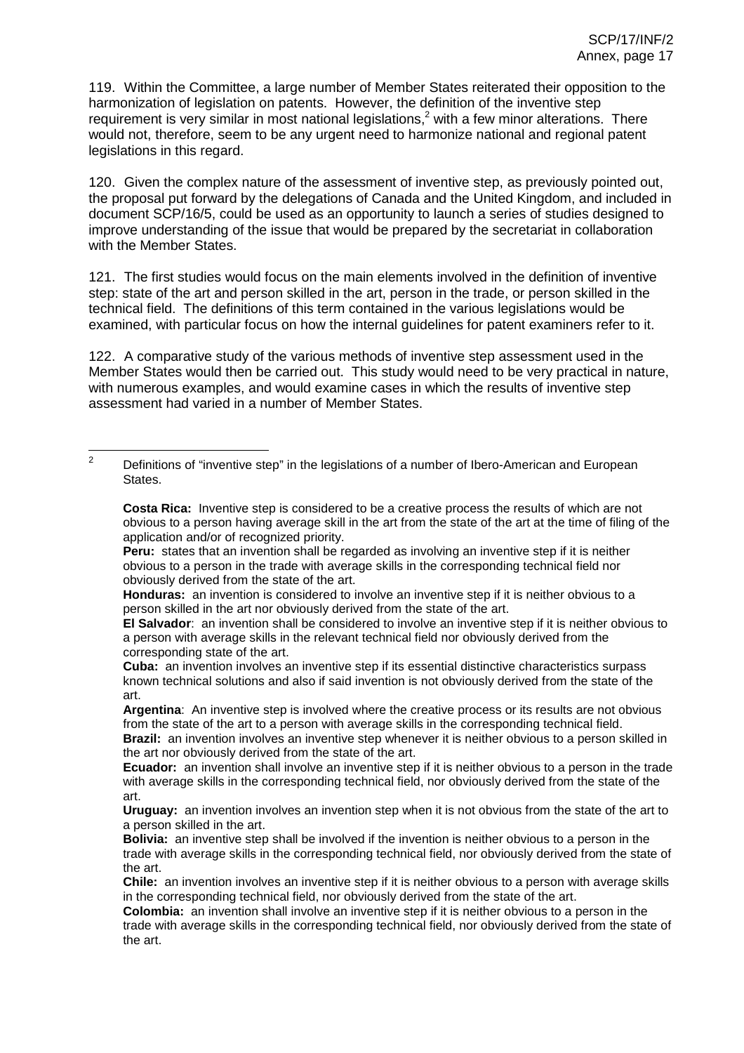119. Within the Committee, a large number of Member States reiterated their opposition to the harmonization of legislation on patents. However, the definition of the inventive step requirement is very similar in most national legislations,[2] with a few minor alterations. There would not, therefore, seem to be any urgent need to harmonize national and regional patent legislations in this regard.

120. Given the complex nature of the assessment of inventive step, as previously pointed out, the proposal put forward by the delegations of Canada and the United Kingdom, and included in document SCP/16/5, could be used as an opportunity to launch a series of studies designed to improve understanding of the issue that would be prepared by the secretariat in collaboration with the Member States.

121. The first studies would focus on the main elements involved in the definition of inventive step: state of the art and person skilled in the art, person in the trade, or person skilled in the technical field. The definitions of this term contained in the various legislations would be examined, with particular focus on how the internal guidelines for patent examiners refer to it.

122. A comparative study of the various methods of inventive step assessment used in the Member States would then be carried out. This study would need to be very practical in nature, with numerous examples, and would examine cases in which the results of inventive step assessment had varied in a number of Member States.

---

[2] Definitions of "inventive step" in the legislations of a number of Ibero-American and European States.

**Costa Rica:** Inventive step is considered to be a creative process the results of which are not obvious to a person having average skill in the art from the state of the art at the time of filing of the application and/or of recognized priority.

**Peru:** states that an invention shall be regarded as involving an inventive step if it is neither obvious to a person in the trade with average skills in the corresponding technical field nor obviously derived from the state of the art.

**Honduras:** an invention is considered to involve an inventive step if it is neither obvious to a person skilled in the art nor obviously derived from the state of the art.

**El Salvador**: an invention shall be considered to involve an inventive step if it is neither obvious to a person with average skills in the relevant technical field nor obviously derived from the corresponding state of the art.

**Cuba:** an invention involves an inventive step if its essential distinctive characteristics surpass known technical solutions and also if said invention is not obviously derived from the state of the art.

**Argentina**: An inventive step is involved where the creative process or its results are not obvious from the state of the art to a person with average skills in the corresponding technical field.

**Brazil:** an invention involves an inventive step whenever it is neither obvious to a person skilled in the art nor obviously derived from the state of the art.

**Ecuador:** an invention shall involve an inventive step if it is neither obvious to a person in the trade with average skills in the corresponding technical field, nor obviously derived from the state of the art.

**Uruguay:** an invention involves an invention step when it is not obvious from the state of the art to a person skilled in the art.

**Bolivia:** an inventive step shall be involved if the invention is neither obvious to a person in the trade with average skills in the corresponding technical field, nor obviously derived from the state of the art.

**Chile:** an invention involves an inventive step if it is neither obvious to a person with average skills in the corresponding technical field, nor obviously derived from the state of the art.

**Colombia:** an invention shall involve an inventive step if it is neither obvious to a person in the trade with average skills in the corresponding technical field, nor obviously derived from the state of the art.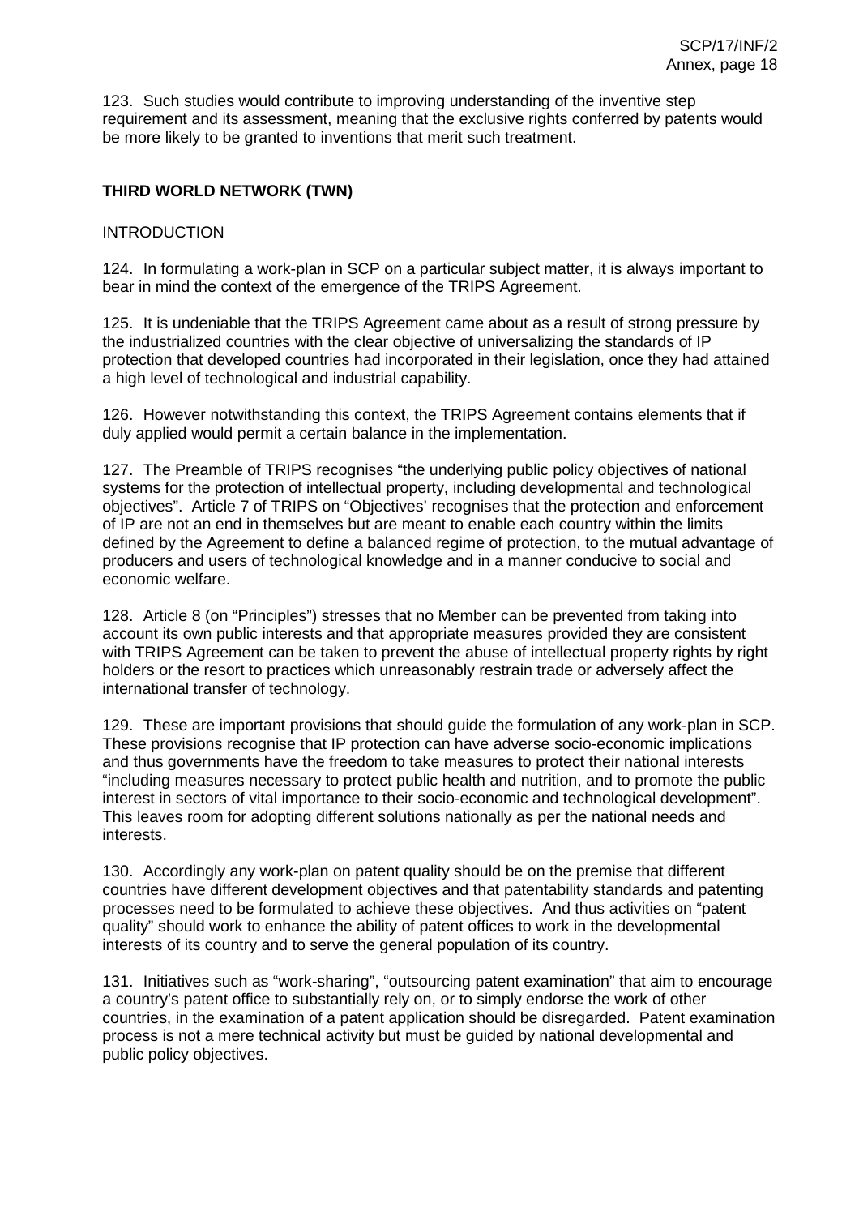123. Such studies would contribute to improving understanding of the inventive step requirement and its assessment, meaning that the exclusive rights conferred by patents would be more likely to be granted to inventions that merit such treatment.

**THIRD WORLD NETWORK (TWN)**

INTRODUCTION

124. In formulating a work-plan in SCP on a particular subject matter, it is always important to bear in mind the context of the emergence of the TRIPS Agreement.

125. It is undeniable that the TRIPS Agreement came about as a result of strong pressure by the industrialized countries with the clear objective of universalizing the standards of IP protection that developed countries had incorporated in their legislation, once they had attained a high level of technological and industrial capability.

126. However notwithstanding this context, the TRIPS Agreement contains elements that if duly applied would permit a certain balance in the implementation.

127. The Preamble of TRIPS recognises "the underlying public policy objectives of national systems for the protection of intellectual property, including developmental and technological objectives". Article 7 of TRIPS on "Objectives' recognises that the protection and enforcement of IP are not an end in themselves but are meant to enable each country within the limits defined by the Agreement to define a balanced regime of protection, to the mutual advantage of producers and users of technological knowledge and in a manner conducive to social and economic welfare.

128. Article 8 (on "Principles") stresses that no Member can be prevented from taking into account its own public interests and that appropriate measures provided they are consistent with TRIPS Agreement can be taken to prevent the abuse of intellectual property rights by right holders or the resort to practices which unreasonably restrain trade or adversely affect the international transfer of technology.

129. These are important provisions that should guide the formulation of any work-plan in SCP. These provisions recognise that IP protection can have adverse socio-economic implications and thus governments have the freedom to take measures to protect their national interests "including measures necessary to protect public health and nutrition, and to promote the public interest in sectors of vital importance to their socio-economic and technological development". This leaves room for adopting different solutions nationally as per the national needs and interests.

130. Accordingly any work-plan on patent quality should be on the premise that different countries have different development objectives and that patentability standards and patenting processes need to be formulated to achieve these objectives. And thus activities on "patent quality" should work to enhance the ability of patent offices to work in the developmental interests of its country and to serve the general population of its country.

131. Initiatives such as "work-sharing", "outsourcing patent examination" that aim to encourage a country's patent office to substantially rely on, or to simply endorse the work of other countries, in the examination of a patent application should be disregarded. Patent examination process is not a mere technical activity but must be guided by national developmental and public policy objectives.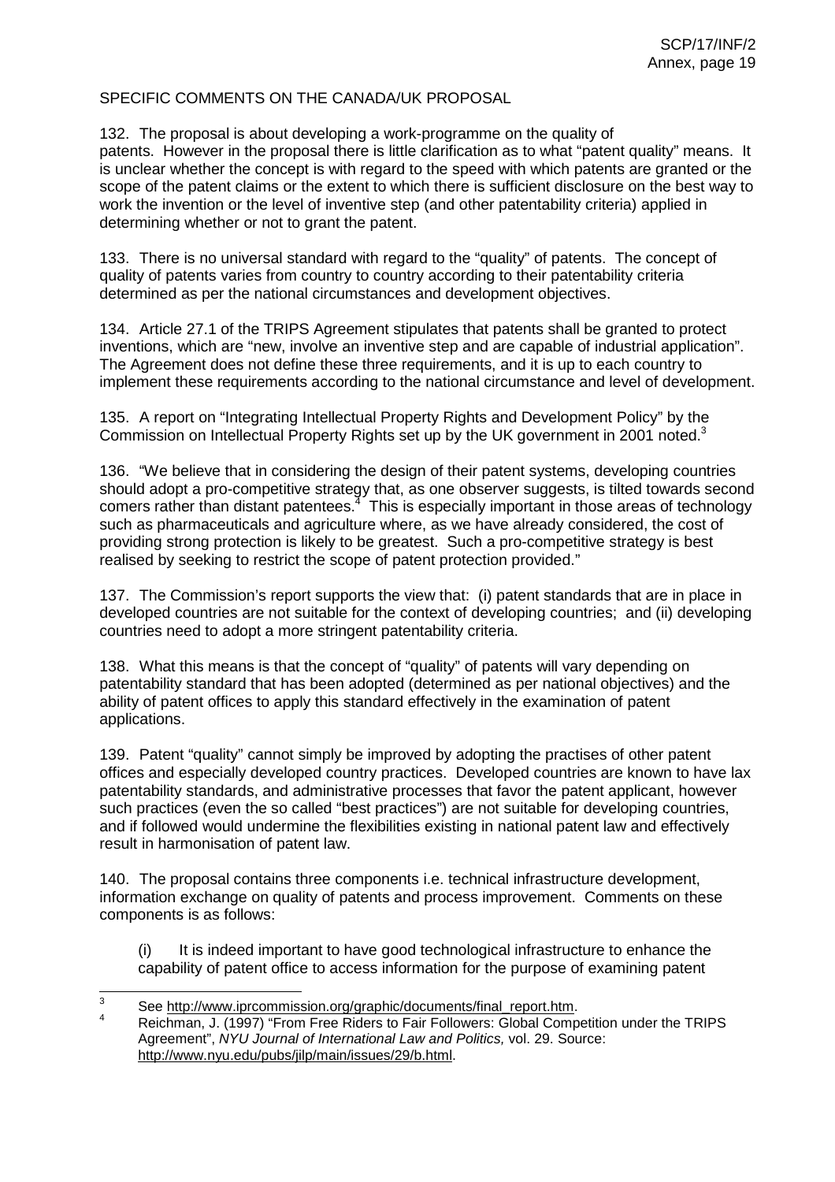SPECIFIC COMMENTS ON THE CANADA/UK PROPOSAL

132. The proposal is about developing a work-programme on the quality of patents. However in the proposal there is little clarification as to what "patent quality" means. It is unclear whether the concept is with regard to the speed with which patents are granted or the scope of the patent claims or the extent to which there is sufficient disclosure on the best way to work the invention or the level of inventive step (and other patentability criteria) applied in determining whether or not to grant the patent.

133. There is no universal standard with regard to the "quality" of patents. The concept of quality of patents varies from country to country according to their patentability criteria determined as per the national circumstances and development objectives.

134. Article 27.1 of the TRIPS Agreement stipulates that patents shall be granted to protect inventions, which are "new, involve an inventive step and are capable of industrial application". The Agreement does not define these three requirements, and it is up to each country to implement these requirements according to the national circumstance and level of development.

135. A report on "Integrating Intellectual Property Rights and Development Policy" by the Commission on Intellectual Property Rights set up by the UK government in 2001 noted.[3]

136. "We believe that in considering the design of their patent systems, developing countries should adopt a pro-competitive strategy that, as one observer suggests, is tilted towards second comers rather than distant patentees.[4] This is especially important in those areas of technology such as pharmaceuticals and agriculture where, as we have already considered, the cost of providing strong protection is likely to be greatest. Such a pro-competitive strategy is best realised by seeking to restrict the scope of patent protection provided."

137. The Commission's report supports the view that: (i) patent standards that are in place in developed countries are not suitable for the context of developing countries; and (ii) developing countries need to adopt a more stringent patentability criteria.

138. What this means is that the concept of "quality" of patents will vary depending on patentability standard that has been adopted (determined as per national objectives) and the ability of patent offices to apply this standard effectively in the examination of patent applications.

139. Patent "quality" cannot simply be improved by adopting the practises of other patent offices and especially developed country practices. Developed countries are known to have lax patentability standards, and administrative processes that favor the patent applicant, however such practices (even the so called "best practices") are not suitable for developing countries, and if followed would undermine the flexibilities existing in national patent law and effectively result in harmonisation of patent law.

140. The proposal contains three components i.e. technical infrastructure development, information exchange on quality of patents and process improvement. Comments on these components is as follows:

(i) It is indeed important to have good technological infrastructure to enhance the capability of patent office to access information for the purpose of examining patent

---

[3] See http://www.iprcommission.org/graphic/documents/final_report.htm.

[4] Reichman, J. (1997) "From Free Riders to Fair Followers: Global Competition under the TRIPS Agreement", *NYU Journal of International Law and Politics,* vol. 29. Source: http://www.nyu.edu/pubs/jilp/main/issues/29/b.html.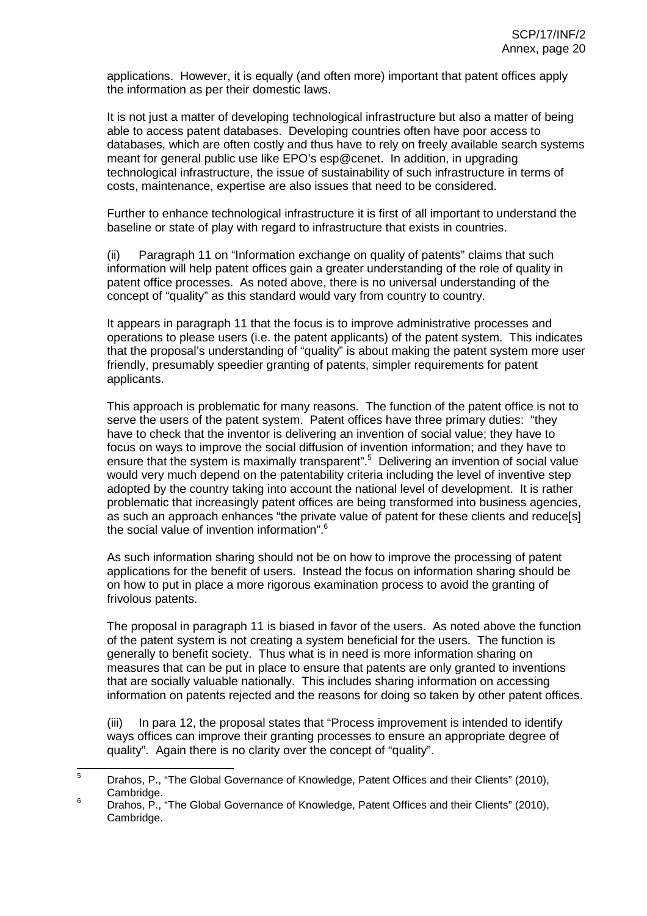applications. However, it is equally (and often more) important that patent offices apply the information as per their domestic laws.

It is not just a matter of developing technological infrastructure but also a matter of being able to access patent databases. Developing countries often have poor access to databases, which are often costly and thus have to rely on freely available search systems meant for general public use like EPO's esp@cenet. In addition, in upgrading technological infrastructure, the issue of sustainability of such infrastructure in terms of costs, maintenance, expertise are also issues that need to be considered.

Further to enhance technological infrastructure it is first of all important to understand the baseline or state of play with regard to infrastructure that exists in countries.

(ii) Paragraph 11 on "Information exchange on quality of patents" claims that such information will help patent offices gain a greater understanding of the role of quality in patent office processes. As noted above, there is no universal understanding of the concept of "quality" as this standard would vary from country to country.

It appears in paragraph 11 that the focus is to improve administrative processes and operations to please users (i.e. the patent applicants) of the patent system. This indicates that the proposal's understanding of "quality" is about making the patent system more user friendly, presumably speedier granting of patents, simpler requirements for patent applicants.

This approach is problematic for many reasons. The function of the patent office is not to serve the users of the patent system. Patent offices have three primary duties: "they have to check that the inventor is delivering an invention of social value; they have to focus on ways to improve the social diffusion of invention information; and they have to ensure that the system is maximally transparent".[5] Delivering an invention of social value would very much depend on the patentability criteria including the level of inventive step adopted by the country taking into account the national level of development. It is rather problematic that increasingly patent offices are being transformed into business agencies, as such an approach enhances "the private value of patent for these clients and reduce[s] the social value of invention information".[6]

As such information sharing should not be on how to improve the processing of patent applications for the benefit of users. Instead the focus on information sharing should be on how to put in place a more rigorous examination process to avoid the granting of frivolous patents.

The proposal in paragraph 11 is biased in favor of the users. As noted above the function of the patent system is not creating a system beneficial for the users. The function is generally to benefit society. Thus what is in need is more information sharing on measures that can be put in place to ensure that patents are only granted to inventions that are socially valuable nationally. This includes sharing information on accessing information on patents rejected and the reasons for doing so taken by other patent offices.

(iii) In para 12, the proposal states that "Process improvement is intended to identify ways offices can improve their granting processes to ensure an appropriate degree of quality". Again there is no clarity over the concept of "quality".

---

[5] Drahos, P., "The Global Governance of Knowledge, Patent Offices and their Clients" (2010), Cambridge.

[6] Drahos, P., "The Global Governance of Knowledge, Patent Offices and their Clients" (2010), Cambridge.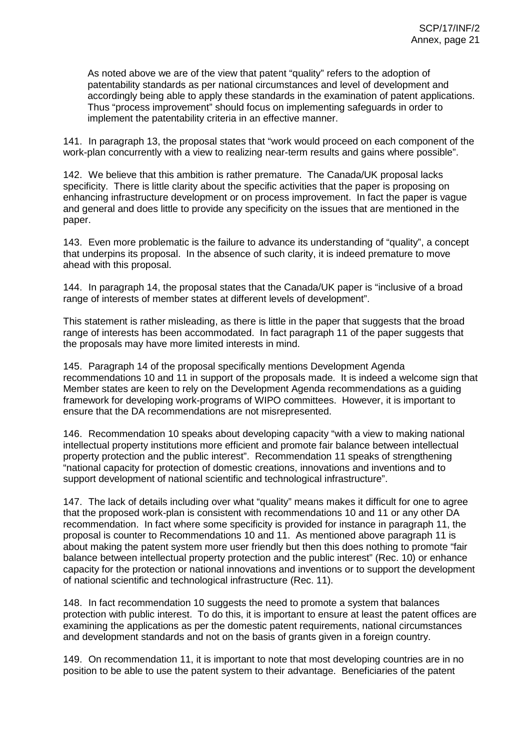As noted above we are of the view that patent "quality" refers to the adoption of patentability standards as per national circumstances and level of development and accordingly being able to apply these standards in the examination of patent applications. Thus "process improvement" should focus on implementing safeguards in order to implement the patentability criteria in an effective manner.

141. In paragraph 13, the proposal states that "work would proceed on each component of the work-plan concurrently with a view to realizing near-term results and gains where possible".

142. We believe that this ambition is rather premature. The Canada/UK proposal lacks specificity. There is little clarity about the specific activities that the paper is proposing on enhancing infrastructure development or on process improvement. In fact the paper is vague and general and does little to provide any specificity on the issues that are mentioned in the paper.

143. Even more problematic is the failure to advance its understanding of "quality", a concept that underpins its proposal. In the absence of such clarity, it is indeed premature to move ahead with this proposal.

144. In paragraph 14, the proposal states that the Canada/UK paper is "inclusive of a broad range of interests of member states at different levels of development".

This statement is rather misleading, as there is little in the paper that suggests that the broad range of interests has been accommodated. In fact paragraph 11 of the paper suggests that the proposals may have more limited interests in mind.

145. Paragraph 14 of the proposal specifically mentions Development Agenda recommendations 10 and 11 in support of the proposals made. It is indeed a welcome sign that Member states are keen to rely on the Development Agenda recommendations as a guiding framework for developing work-programs of WIPO committees. However, it is important to ensure that the DA recommendations are not misrepresented.

146. Recommendation 10 speaks about developing capacity "with a view to making national intellectual property institutions more efficient and promote fair balance between intellectual property protection and the public interest". Recommendation 11 speaks of strengthening "national capacity for protection of domestic creations, innovations and inventions and to support development of national scientific and technological infrastructure".

147. The lack of details including over what "quality" means makes it difficult for one to agree that the proposed work-plan is consistent with recommendations 10 and 11 or any other DA recommendation. In fact where some specificity is provided for instance in paragraph 11, the proposal is counter to Recommendations 10 and 11. As mentioned above paragraph 11 is about making the patent system more user friendly but then this does nothing to promote "fair balance between intellectual property protection and the public interest" (Rec. 10) or enhance capacity for the protection or national innovations and inventions or to support the development of national scientific and technological infrastructure (Rec. 11).

148. In fact recommendation 10 suggests the need to promote a system that balances protection with public interest. To do this, it is important to ensure at least the patent offices are examining the applications as per the domestic patent requirements, national circumstances and development standards and not on the basis of grants given in a foreign country.

149. On recommendation 11, it is important to note that most developing countries are in no position to be able to use the patent system to their advantage. Beneficiaries of the patent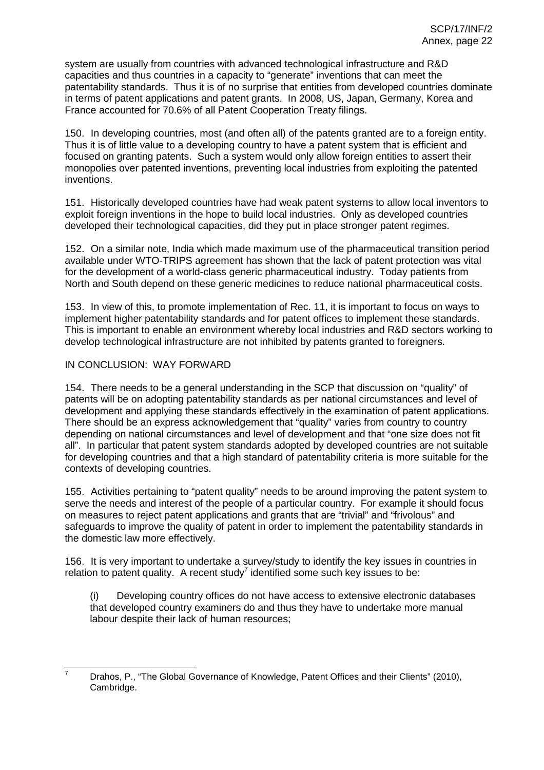system are usually from countries with advanced technological infrastructure and R&D capacities and thus countries in a capacity to "generate" inventions that can meet the patentability standards. Thus it is of no surprise that entities from developed countries dominate in terms of patent applications and patent grants. In 2008, US, Japan, Germany, Korea and France accounted for 70.6% of all Patent Cooperation Treaty filings.

150. In developing countries, most (and often all) of the patents granted are to a foreign entity. Thus it is of little value to a developing country to have a patent system that is efficient and focused on granting patents. Such a system would only allow foreign entities to assert their monopolies over patented inventions, preventing local industries from exploiting the patented inventions.

151. Historically developed countries have had weak patent systems to allow local inventors to exploit foreign inventions in the hope to build local industries. Only as developed countries developed their technological capacities, did they put in place stronger patent regimes.

152. On a similar note, India which made maximum use of the pharmaceutical transition period available under WTO-TRIPS agreement has shown that the lack of patent protection was vital for the development of a world-class generic pharmaceutical industry. Today patients from North and South depend on these generic medicines to reduce national pharmaceutical costs.

153. In view of this, to promote implementation of Rec. 11, it is important to focus on ways to implement higher patentability standards and for patent offices to implement these standards. This is important to enable an environment whereby local industries and R&D sectors working to develop technological infrastructure are not inhibited by patents granted to foreigners.

## IN CONCLUSION: WAY FORWARD

154. There needs to be a general understanding in the SCP that discussion on "quality" of patents will be on adopting patentability standards as per national circumstances and level of development and applying these standards effectively in the examination of patent applications. There should be an express acknowledgement that "quality" varies from country to country depending on national circumstances and level of development and that "one size does not fit all". In particular that patent system standards adopted by developed countries are not suitable for developing countries and that a high standard of patentability criteria is more suitable for the contexts of developing countries.

155. Activities pertaining to "patent quality" needs to be around improving the patent system to serve the needs and interest of the people of a particular country. For example it should focus on measures to reject patent applications and grants that are "trivial" and "frivolous" and safeguards to improve the quality of patent in order to implement the patentability standards in the domestic law more effectively.

156. It is very important to undertake a survey/study to identify the key issues in countries in relation to patent quality. A recent study[7] identified some such key issues to be:

(i) Developing country offices do not have access to extensive electronic databases that developed country examiners do and thus they have to undertake more manual labour despite their lack of human resources;

---

[7] Drahos, P., "The Global Governance of Knowledge, Patent Offices and their Clients" (2010), Cambridge.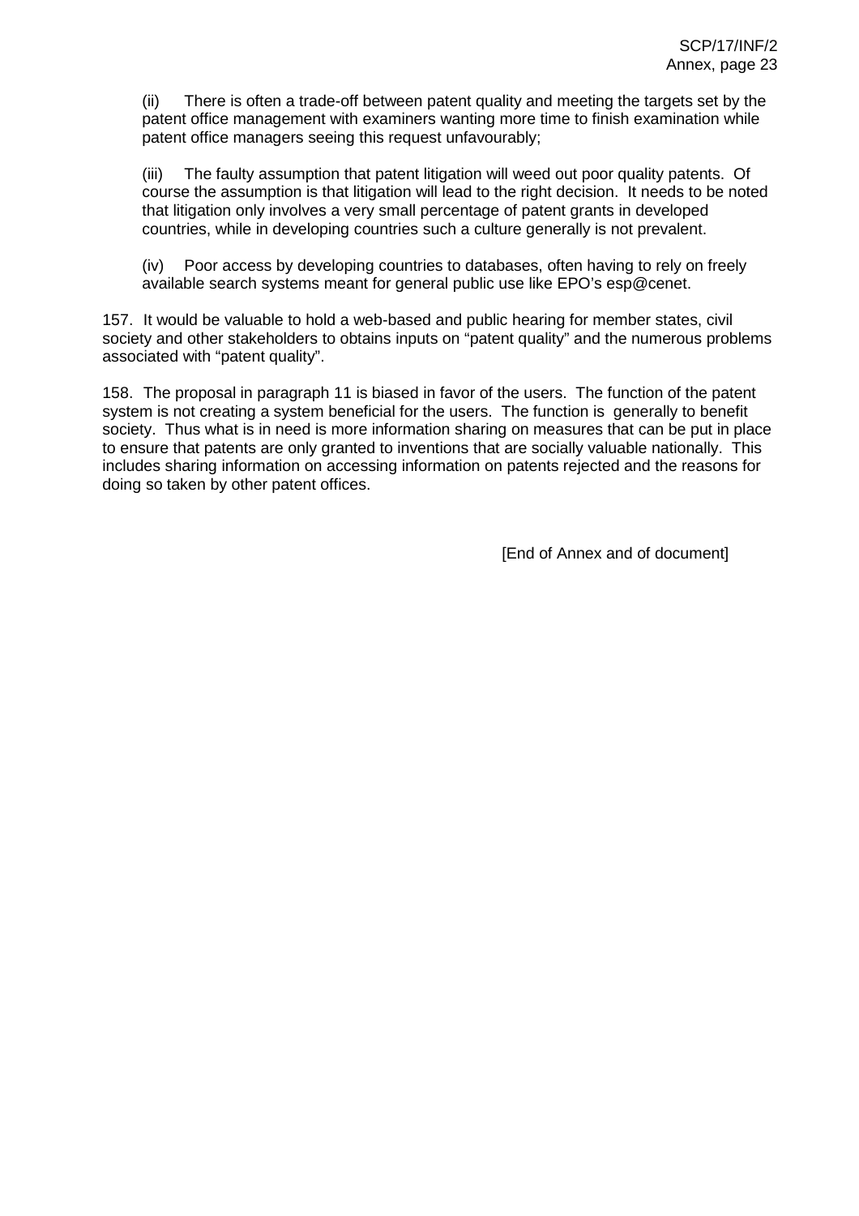(ii) There is often a trade-off between patent quality and meeting the targets set by the patent office management with examiners wanting more time to finish examination while patent office managers seeing this request unfavourably;

(iii) The faulty assumption that patent litigation will weed out poor quality patents. Of course the assumption is that litigation will lead to the right decision. It needs to be noted that litigation only involves a very small percentage of patent grants in developed countries, while in developing countries such a culture generally is not prevalent.

(iv) Poor access by developing countries to databases, often having to rely on freely available search systems meant for general public use like EPO's esp@cenet.

157. It would be valuable to hold a web-based and public hearing for member states, civil society and other stakeholders to obtains inputs on "patent quality" and the numerous problems associated with "patent quality".

158. The proposal in paragraph 11 is biased in favor of the users. The function of the patent system is not creating a system beneficial for the users. The function is generally to benefit society. Thus what is in need is more information sharing on measures that can be put in place to ensure that patents are only granted to inventions that are socially valuable nationally. This includes sharing information on accessing information on patents rejected and the reasons for doing so taken by other patent offices.

[End of Annex and of document]